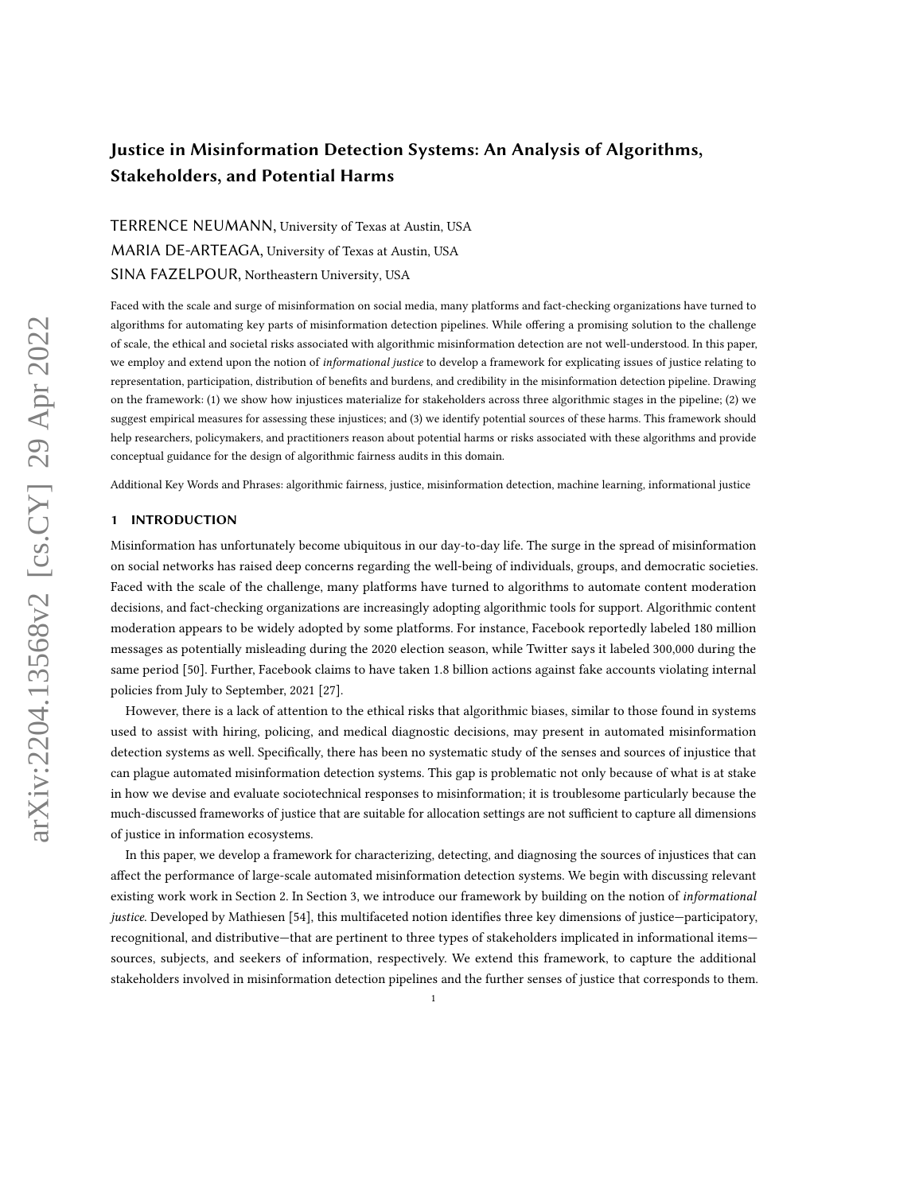# Justice in Misinformation Detection Systems: An Analysis of Algorithms, Stakeholders, and Potential Harms

TERRENCE NEUMANN, University of Texas at Austin, USA

MARIA DE-ARTEAGA, University of Texas at Austin, USA

SINA FAZELPOUR, Northeastern University, USA

Faced with the scale and surge of misinformation on social media, many platforms and fact-checking organizations have turned to algorithms for automating key parts of misinformation detection pipelines. While offering a promising solution to the challenge of scale, the ethical and societal risks associated with algorithmic misinformation detection are not well-understood. In this paper, we employ and extend upon the notion of *informational justice* to develop a framework for explicating issues of justice relating to representation, participation, distribution of benefits and burdens, and credibility in the misinformation detection pipeline. Drawing on the framework: (1) we show how injustices materialize for stakeholders across three algorithmic stages in the pipeline; (2) we suggest empirical measures for assessing these injustices; and (3) we identify potential sources of these harms. This framework should help researchers, policymakers, and practitioners reason about potential harms or risks associated with these algorithms and provide conceptual guidance for the design of algorithmic fairness audits in this domain.

Additional Key Words and Phrases: algorithmic fairness, justice, misinformation detection, machine learning, informational justice

## 1 INTRODUCTION

Misinformation has unfortunately become ubiquitous in our day-to-day life. The surge in the spread of misinformation on social networks has raised deep concerns regarding the well-being of individuals, groups, and democratic societies. Faced with the scale of the challenge, many platforms have turned to algorithms to automate content moderation decisions, and fact-checking organizations are increasingly adopting algorithmic tools for support. Algorithmic content moderation appears to be widely adopted by some platforms. For instance, Facebook reportedly labeled 180 million messages as potentially misleading during the 2020 election season, while Twitter says it labeled 300,000 during the same period [50]. Further, Facebook claims to have taken 1.8 billion actions against fake accounts violating internal policies from July to September, 2021 [27].

However, there is a lack of attention to the ethical risks that algorithmic biases, similar to those found in systems used to assist with hiring, policing, and medical diagnostic decisions, may present in automated misinformation detection systems as well. Specifically, there has been no systematic study of the senses and sources of injustice that can plague automated misinformation detection systems. This gap is problematic not only because of what is at stake in how we devise and evaluate sociotechnical responses to misinformation; it is troublesome particularly because the much-discussed frameworks of justice that are suitable for allocation settings are not sufficient to capture all dimensions of justice in information ecosystems.

In this paper, we develop a framework for characterizing, detecting, and diagnosing the sources of injustices that can affect the performance of large-scale automated misinformation detection systems. We begin with discussing relevant existing work work in Section 2. In Section 3, we introduce our framework by building on the notion of *informational justice*. Developed by Mathiesen [54], this multifaceted notion identifies three key dimensions of justice—participatory, recognitional, and distributive—that are pertinent to three types of stakeholders implicated in informational items—sources, subjects, and seekers of information, respectively. We extend this framework, to capture the additional stakeholders involved in misinformation detection pipelines and the further senses of justice that corresponds to them.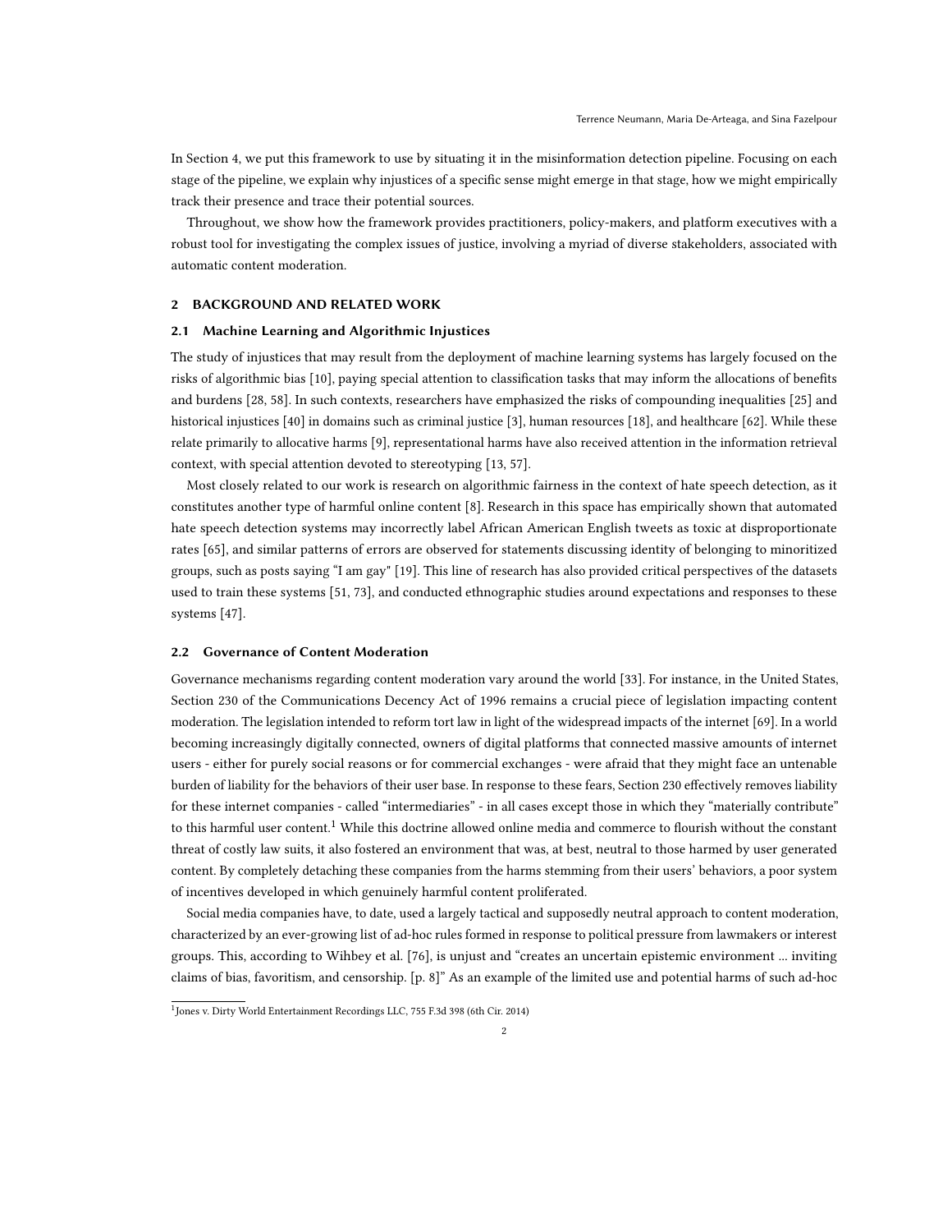In Section 4, we put this framework to use by situating it in the misinformation detection pipeline. Focusing on each stage of the pipeline, we explain why injustices of a specific sense might emerge in that stage, how we might empirically track their presence and trace their potential sources.

Throughout, we show how the framework provides practitioners, policy-makers, and platform executives with a robust tool for investigating the complex issues of justice, involving a myriad of diverse stakeholders, associated with automatic content moderation.

## 2 BACKGROUND AND RELATED WORK

### 2.1 Machine Learning and Algorithmic Injustices

The study of injustices that may result from the deployment of machine learning systems has largely focused on the risks of algorithmic bias [10], paying special attention to classification tasks that may inform the allocations of benefits and burdens [28, 58]. In such contexts, researchers have emphasized the risks of compounding inequalities [25] and historical injustices [40] in domains such as criminal justice [3], human resources [18], and healthcare [62]. While these relate primarily to allocative harms [9], representational harms have also received attention in the information retrieval context, with special attention devoted to stereotyping [13, 57].

Most closely related to our work is research on algorithmic fairness in the context of hate speech detection, as it constitutes another type of harmful online content [8]. Research in this space has empirically shown that automated hate speech detection systems may incorrectly label African American English tweets as toxic at disproportionate rates [65], and similar patterns of errors are observed for statements discussing identity of belonging to minoritized groups, such as posts saying "I am gay" [19]. This line of research has also provided critical perspectives of the datasets used to train these systems [51, 73], and conducted ethnographic studies around expectations and responses to these systems [47].

### 2.2 Governance of Content Moderation

Governance mechanisms regarding content moderation vary around the world [33]. For instance, in the United States, Section 230 of the Communications Decency Act of 1996 remains a crucial piece of legislation impacting content moderation. The legislation intended to reform tort law in light of the widespread impacts of the internet [69]. In a world becoming increasingly digitally connected, owners of digital platforms that connected massive amounts of internet users - either for purely social reasons or for commercial exchanges - were afraid that they might face an untenable burden of liability for the behaviors of their user base. In response to these fears, Section 230 effectively removes liability for these internet companies - called "intermediaries" - in all cases except those in which they "materially contribute" to this harmful user content.[1] While this doctrine allowed online media and commerce to flourish without the constant threat of costly law suits, it also fostered an environment that was, at best, neutral to those harmed by user generated content. By completely detaching these companies from the harms stemming from their users' behaviors, a poor system of incentives developed in which genuinely harmful content proliferated.

Social media companies have, to date, used a largely tactical and supposedly neutral approach to content moderation, characterized by an ever-growing list of ad-hoc rules formed in response to political pressure from lawmakers or interest groups. This, according to Wihbey et al. [76], is unjust and "creates an uncertain epistemic environment ... inviting claims of bias, favoritism, and censorship. [p. 8]" As an example of the limited use and potential harms of such ad-hoc

[1] Jones v. Dirty World Entertainment Recordings LLC, 755 F.3d 398 (6th Cir. 2014)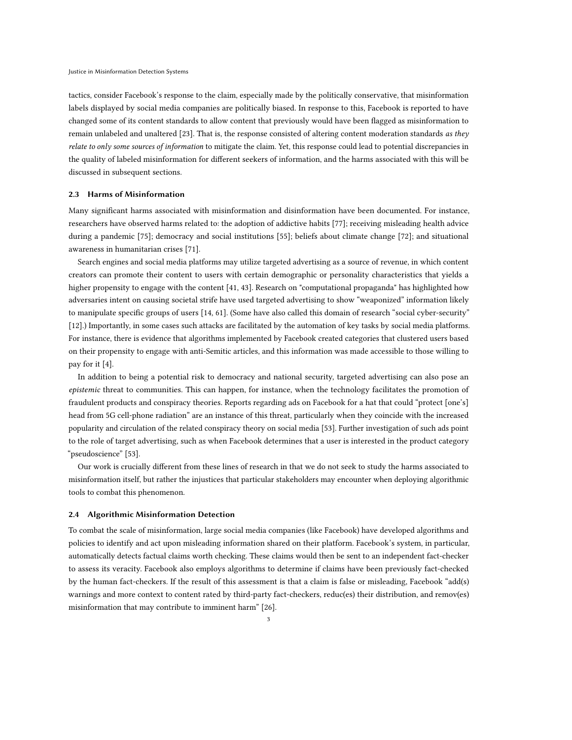tactics, consider Facebook's response to the claim, especially made by the politically conservative, that misinformation labels displayed by social media companies are politically biased. In response to this, Facebook is reported to have changed some of its content standards to allow content that previously would have been flagged as misinformation to remain unlabeled and unaltered [23]. That is, the response consisted of altering content moderation standards *as they relate to only some sources of information* to mitigate the claim. Yet, this response could lead to potential discrepancies in the quality of labeled misinformation for different seekers of information, and the harms associated with this will be discussed in subsequent sections.

### 2.3 Harms of Misinformation

Many significant harms associated with misinformation and disinformation have been documented. For instance, researchers have observed harms related to: the adoption of addictive habits [77]; receiving misleading health advice during a pandemic [75]; democracy and social institutions [55]; beliefs about climate change [72]; and situational awareness in humanitarian crises [71].

Search engines and social media platforms may utilize targeted advertising as a source of revenue, in which content creators can promote their content to users with certain demographic or personality characteristics that yields a higher propensity to engage with the content [41, 43]. Research on "computational propaganda" has highlighted how adversaries intent on causing societal strife have used targeted advertising to show "weaponized" information likely to manipulate specific groups of users [14, 61]. (Some have also called this domain of research "social cyber-security" [12].) Importantly, in some cases such attacks are facilitated by the automation of key tasks by social media platforms. For instance, there is evidence that algorithms implemented by Facebook created categories that clustered users based on their propensity to engage with anti-Semitic articles, and this information was made accessible to those willing to pay for it [4].

In addition to being a potential risk to democracy and national security, targeted advertising can also pose an *epistemic* threat to communities. This can happen, for instance, when the technology facilitates the promotion of fraudulent products and conspiracy theories. Reports regarding ads on Facebook for a hat that could "protect [one's] head from 5G cell-phone radiation" are an instance of this threat, particularly when they coincide with the increased popularity and circulation of the related conspiracy theory on social media [53]. Further investigation of such ads point to the role of target advertising, such as when Facebook determines that a user is interested in the product category "pseudoscience" [53].

Our work is crucially different from these lines of research in that we do not seek to study the harms associated to misinformation itself, but rather the injustices that particular stakeholders may encounter when deploying algorithmic tools to combat this phenomenon.

### 2.4 Algorithmic Misinformation Detection

To combat the scale of misinformation, large social media companies (like Facebook) have developed algorithms and policies to identify and act upon misleading information shared on their platform. Facebook's system, in particular, automatically detects factual claims worth checking. These claims would then be sent to an independent fact-checker to assess its veracity. Facebook also employs algorithms to determine if claims have been previously fact-checked by the human fact-checkers. If the result of this assessment is that a claim is false or misleading, Facebook "add(s) warnings and more context to content rated by third-party fact-checkers, reduc(es) their distribution, and remov(es) misinformation that may contribute to imminent harm" [26].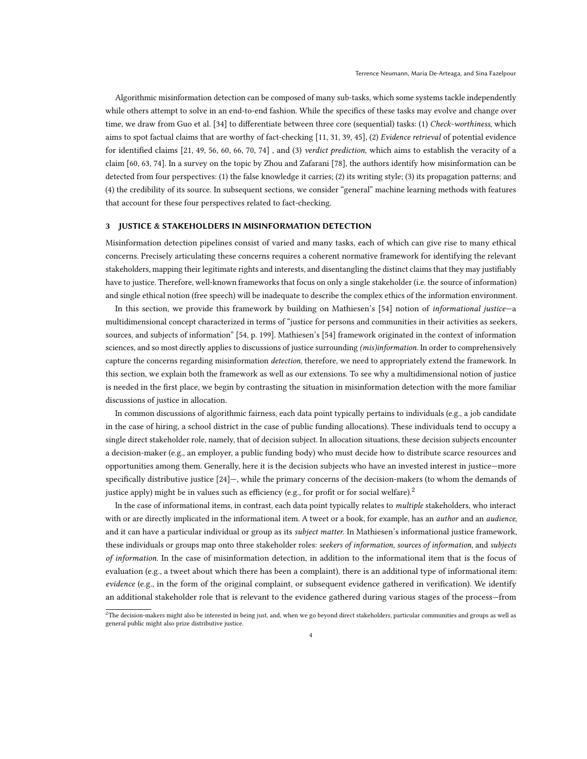Algorithmic misinformation detection can be composed of many sub-tasks, which some systems tackle independently while others attempt to solve in an end-to-end fashion. While the specifics of these tasks may evolve and change over time, we draw from Guo et al. [34] to differentiate between three core (sequential) tasks: (1) *Check-worthiness*, which aims to spot factual claims that are worthy of fact-checking [11, 31, 39, 45], (2) *Evidence retrieval* of potential evidence for identified claims [21, 49, 56, 60, 66, 70, 74] , and (3) *verdict prediction*, which aims to establish the veracity of a claim [60, 63, 74]. In a survey on the topic by Zhou and Zafarani [78], the authors identify how misinformation can be detected from four perspectives: (1) the false knowledge it carries; (2) its writing style; (3) its propagation patterns; and (4) the credibility of its source. In subsequent sections, we consider "general" machine learning methods with features that account for these four perspectives related to fact-checking.

## 3 JUSTICE & STAKEHOLDERS IN MISINFORMATION DETECTION

Misinformation detection pipelines consist of varied and many tasks, each of which can give rise to many ethical concerns. Precisely articulating these concerns requires a coherent normative framework for identifying the relevant stakeholders, mapping their legitimate rights and interests, and disentangling the distinct claims that they may justifiably have to justice. Therefore, well-known frameworks that focus on only a single stakeholder (i.e. the source of information) and single ethical notion (free speech) will be inadequate to describe the complex ethics of the information environment.

In this section, we provide this framework by building on Mathiesen's [54] notion of *informational justice*—a multidimensional concept characterized in terms of "justice for persons and communities in their activities as seekers, sources, and subjects of information" [54, p. 199]. Mathiesen's [54] framework originated in the context of information sciences, and so most directly applies to discussions of justice surrounding *(mis)information*. In order to comprehensively capture the concerns regarding misinformation *detection*, therefore, we need to appropriately extend the framework. In this section, we explain both the framework as well as our extensions. To see why a multidimensional notion of justice is needed in the first place, we begin by contrasting the situation in misinformation detection with the more familiar discussions of justice in allocation.

In common discussions of algorithmic fairness, each data point typically pertains to individuals (e.g., a job candidate in the case of hiring, a school district in the case of public funding allocations). These individuals tend to occupy a single direct stakeholder role, namely, that of decision subject. In allocation situations, these decision subjects encounter a decision-maker (e.g., an employer, a public funding body) who must decide how to distribute scarce resources and opportunities among them. Generally, here it is the decision subjects who have an invested interest in justice—more specifically distributive justice [24]—, while the primary concerns of the decision-makers (to whom the demands of justice apply) might be in values such as efficiency (e.g., for profit or for social welfare).[2]

In the case of informational items, in contrast, each data point typically relates to *multiple* stakeholders, who interact with or are directly implicated in the informational item. A tweet or a book, for example, has an *author* and an *audience*, and it can have a particular individual or group as its *subject matter*. In Mathiesen's informational justice framework, these individuals or groups map onto three stakeholder roles: *seekers of information*, *sources of information*, and *subjects of information*. In the case of misinformation detection, in addition to the informational item that is the focus of evaluation (e.g., a tweet about which there has been a complaint), there is an additional type of informational item: *evidence* (e.g., in the form of the original complaint, or subsequent evidence gathered in verification). We identify an additional stakeholder role that is relevant to the evidence gathered during various stages of the process—from

[2]The decision-makers might also be interested in being just, and, when we go beyond direct stakeholders, particular communities and groups as well as general public might also prize distributive justice.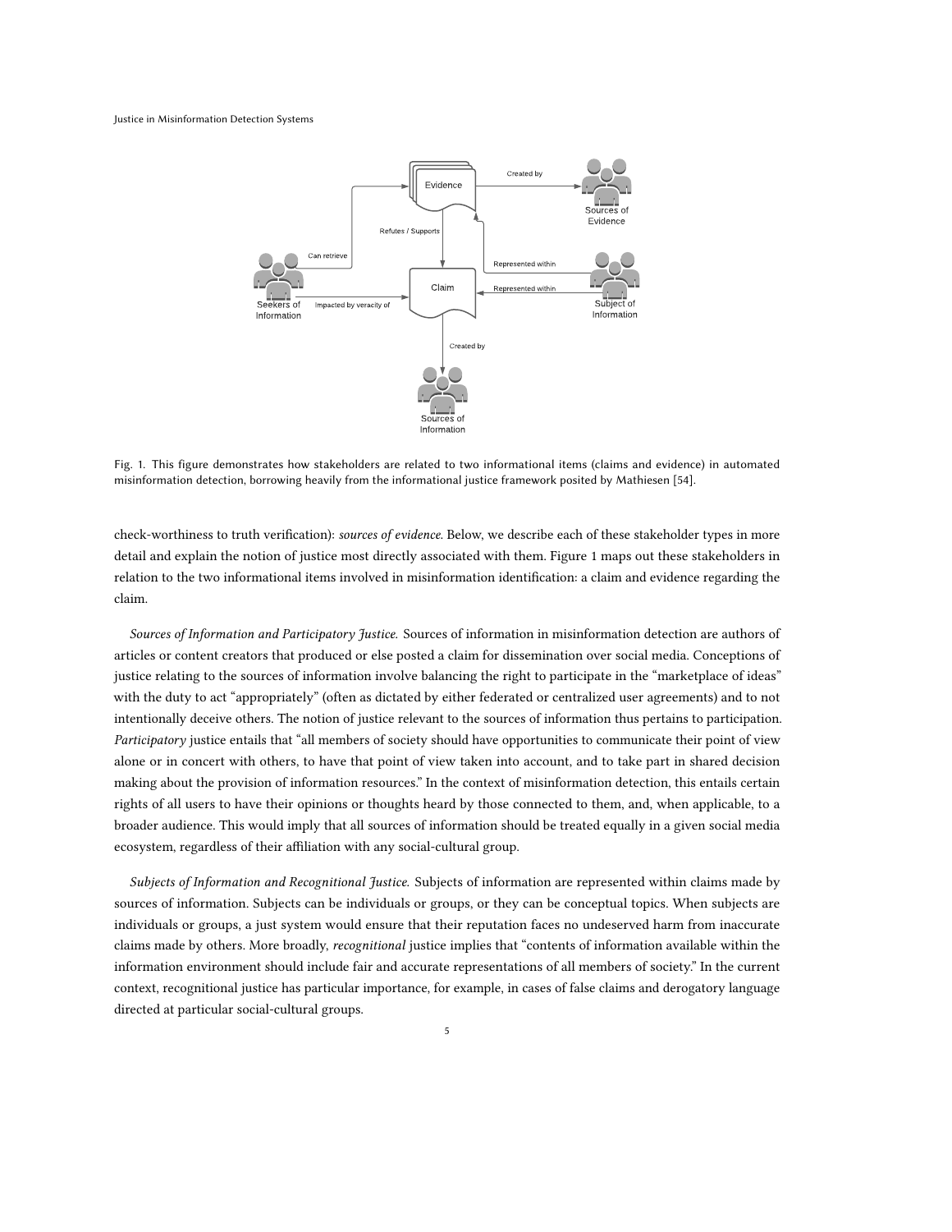Created by

Evidence

Sources of Evidence

Can retrieve

Refutes / Supports

Represented within

Claim

Represented within

Seekers of Information

Impacted by veracity of

Subject of Information

Created by

Sources of Information

Fig. 1. This figure demonstrates how stakeholders are related to two informational items (claims and evidence) in automated misinformation detection, borrowing heavily from the informational justice framework posited by Mathiesen [54].

check-worthiness to truth verification): *sources of evidence*. Below, we describe each of these stakeholder types in more detail and explain the notion of justice most directly associated with them. Figure 1 maps out these stakeholders in relation to the two informational items involved in misinformation identification: a claim and evidence regarding the claim.

*Sources of Information and Participatory Justice.* Sources of information in misinformation detection are authors of articles or content creators that produced or else posted a claim for dissemination over social media. Conceptions of justice relating to the sources of information involve balancing the right to participate in the "marketplace of ideas" with the duty to act "appropriately" (often as dictated by either federated or centralized user agreements) and to not intentionally deceive others. The notion of justice relevant to the sources of information thus pertains to participation. *Participatory* justice entails that "all members of society should have opportunities to communicate their point of view alone or in concert with others, to have that point of view taken into account, and to take part in shared decision making about the provision of information resources." In the context of misinformation detection, this entails certain rights of all users to have their opinions or thoughts heard by those connected to them, and, when applicable, to a broader audience. This would imply that all sources of information should be treated equally in a given social media ecosystem, regardless of their affiliation with any social-cultural group.

*Subjects of Information and Recognitional Justice.* Subjects of information are represented within claims made by sources of information. Subjects can be individuals or groups, or they can be conceptual topics. When subjects are individuals or groups, a just system would ensure that their reputation faces no undeserved harm from inaccurate claims made by others. More broadly, *recognitional* justice implies that "contents of information available within the information environment should include fair and accurate representations of all members of society." In the current context, recognitional justice has particular importance, for example, in cases of false claims and derogatory language directed at particular social-cultural groups.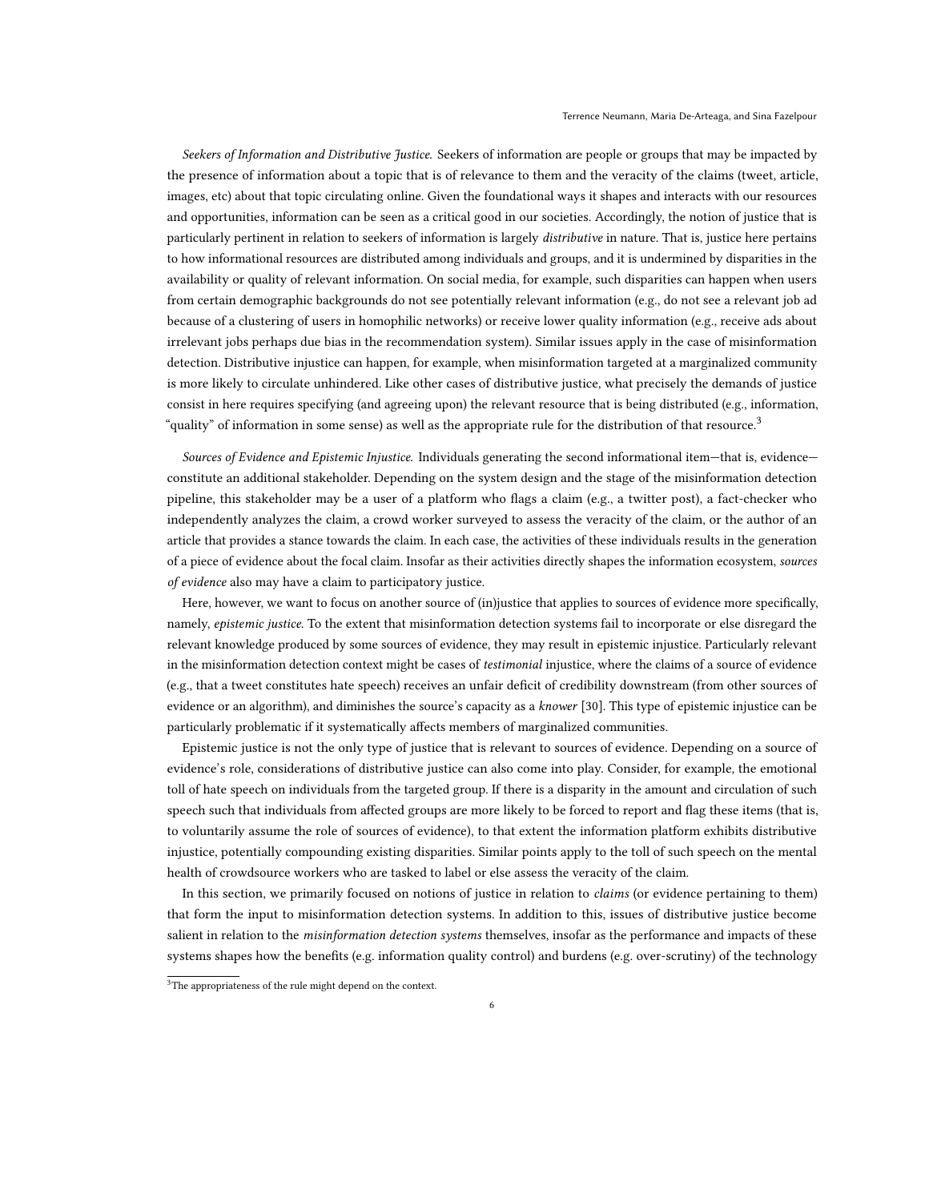*Seekers of Information and Distributive Justice.* Seekers of information are people or groups that may be impacted by the presence of information about a topic that is of relevance to them and the veracity of the claims (tweet, article, images, etc) about that topic circulating online. Given the foundational ways it shapes and interacts with our resources and opportunities, information can be seen as a critical good in our societies. Accordingly, the notion of justice that is particularly pertinent in relation to seekers of information is largely *distributive* in nature. That is, justice here pertains to how informational resources are distributed among individuals and groups, and it is undermined by disparities in the availability or quality of relevant information. On social media, for example, such disparities can happen when users from certain demographic backgrounds do not see potentially relevant information (e.g., do not see a relevant job ad because of a clustering of users in homophilic networks) or receive lower quality information (e.g., receive ads about irrelevant jobs perhaps due bias in the recommendation system). Similar issues apply in the case of misinformation detection. Distributive injustice can happen, for example, when misinformation targeted at a marginalized community is more likely to circulate unhindered. Like other cases of distributive justice, what precisely the demands of justice consist in here requires specifying (and agreeing upon) the relevant resource that is being distributed (e.g., information, "quality" of information in some sense) as well as the appropriate rule for the distribution of that resource.[3]

*Sources of Evidence and Epistemic Injustice.* Individuals generating the second informational item—that is, evidence—constitute an additional stakeholder. Depending on the system design and the stage of the misinformation detection pipeline, this stakeholder may be a user of a platform who flags a claim (e.g., a twitter post), a fact-checker who independently analyzes the claim, a crowd worker surveyed to assess the veracity of the claim, or the author of an article that provides a stance towards the claim. In each case, the activities of these individuals results in the generation of a piece of evidence about the focal claim. Insofar as their activities directly shapes the information ecosystem, *sources of evidence* also may have a claim to participatory justice.

Here, however, we want to focus on another source of (in)justice that applies to sources of evidence more specifically, namely, *epistemic justice*. To the extent that misinformation detection systems fail to incorporate or else disregard the relevant knowledge produced by some sources of evidence, they may result in epistemic injustice. Particularly relevant in the misinformation detection context might be cases of *testimonial* injustice, where the claims of a source of evidence (e.g., that a tweet constitutes hate speech) receives an unfair deficit of credibility downstream (from other sources of evidence or an algorithm), and diminishes the source's capacity as a *knower* [30]. This type of epistemic injustice can be particularly problematic if it systematically affects members of marginalized communities.

Epistemic justice is not the only type of justice that is relevant to sources of evidence. Depending on a source of evidence's role, considerations of distributive justice can also come into play. Consider, for example, the emotional toll of hate speech on individuals from the targeted group. If there is a disparity in the amount and circulation of such speech such that individuals from affected groups are more likely to be forced to report and flag these items (that is, to voluntarily assume the role of sources of evidence), to that extent the information platform exhibits distributive injustice, potentially compounding existing disparities. Similar points apply to the toll of such speech on the mental health of crowdsource workers who are tasked to label or else assess the veracity of the claim.

In this section, we primarily focused on notions of justice in relation to *claims* (or evidence pertaining to them) that form the input to misinformation detection systems. In addition to this, issues of distributive justice become salient in relation to the *misinformation detection systems* themselves, insofar as the performance and impacts of these systems shapes how the benefits (e.g. information quality control) and burdens (e.g. over-scrutiny) of the technology

[3] The appropriateness of the rule might depend on the context.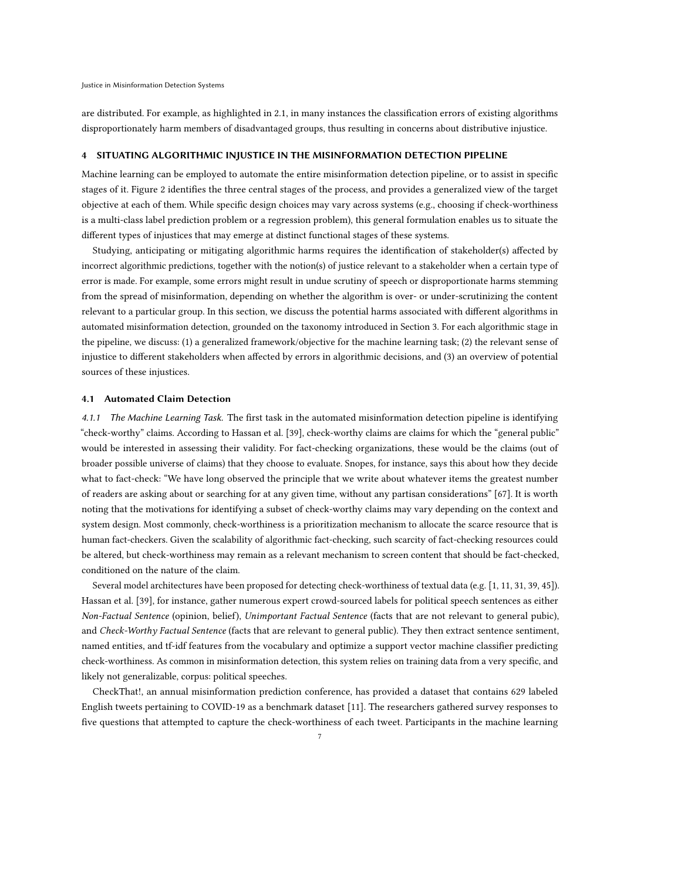are distributed. For example, as highlighted in 2.1, in many instances the classification errors of existing algorithms disproportionately harm members of disadvantaged groups, thus resulting in concerns about distributive injustice.

## 4 SITUATING ALGORITHMIC INJUSTICE IN THE MISINFORMATION DETECTION PIPELINE

Machine learning can be employed to automate the entire misinformation detection pipeline, or to assist in specific stages of it. Figure 2 identifies the three central stages of the process, and provides a generalized view of the target objective at each of them. While specific design choices may vary across systems (e.g., choosing if check-worthiness is a multi-class label prediction problem or a regression problem), this general formulation enables us to situate the different types of injustices that may emerge at distinct functional stages of these systems.

Studying, anticipating or mitigating algorithmic harms requires the identification of stakeholder(s) affected by incorrect algorithmic predictions, together with the notion(s) of justice relevant to a stakeholder when a certain type of error is made. For example, some errors might result in undue scrutiny of speech or disproportionate harms stemming from the spread of misinformation, depending on whether the algorithm is over- or under-scrutinizing the content relevant to a particular group. In this section, we discuss the potential harms associated with different algorithms in automated misinformation detection, grounded on the taxonomy introduced in Section 3. For each algorithmic stage in the pipeline, we discuss: (1) a generalized framework/objective for the machine learning task; (2) the relevant sense of injustice to different stakeholders when affected by errors in algorithmic decisions, and (3) an overview of potential sources of these injustices.

### 4.1 Automated Claim Detection

*4.1.1 The Machine Learning Task.* The first task in the automated misinformation detection pipeline is identifying "check-worthy" claims. According to Hassan et al. [39], check-worthy claims are claims for which the "general public" would be interested in assessing their validity. For fact-checking organizations, these would be the claims (out of broader possible universe of claims) that they choose to evaluate. Snopes, for instance, says this about how they decide what to fact-check: "We have long observed the principle that we write about whatever items the greatest number of readers are asking about or searching for at any given time, without any partisan considerations" [67]. It is worth noting that the motivations for identifying a subset of check-worthy claims may vary depending on the context and system design. Most commonly, check-worthiness is a prioritization mechanism to allocate the scarce resource that is human fact-checkers. Given the scalability of algorithmic fact-checking, such scarcity of fact-checking resources could be altered, but check-worthiness may remain as a relevant mechanism to screen content that should be fact-checked, conditioned on the nature of the claim.

Several model architectures have been proposed for detecting check-worthiness of textual data (e.g. [1, 11, 31, 39, 45]). Hassan et al. [39], for instance, gather numerous expert crowd-sourced labels for political speech sentences as either *Non-Factual Sentence* (opinion, belief), *Unimportant Factual Sentence* (facts that are not relevant to general pubic), and *Check-Worthy Factual Sentence* (facts that are relevant to general public). They then extract sentence sentiment, named entities, and tf-idf features from the vocabulary and optimize a support vector machine classifier predicting check-worthiness. As common in misinformation detection, this system relies on training data from a very specific, and likely not generalizable, corpus: political speeches.

CheckThat!, an annual misinformation prediction conference, has provided a dataset that contains 629 labeled English tweets pertaining to COVID-19 as a benchmark dataset [11]. The researchers gathered survey responses to five questions that attempted to capture the check-worthiness of each tweet. Participants in the machine learning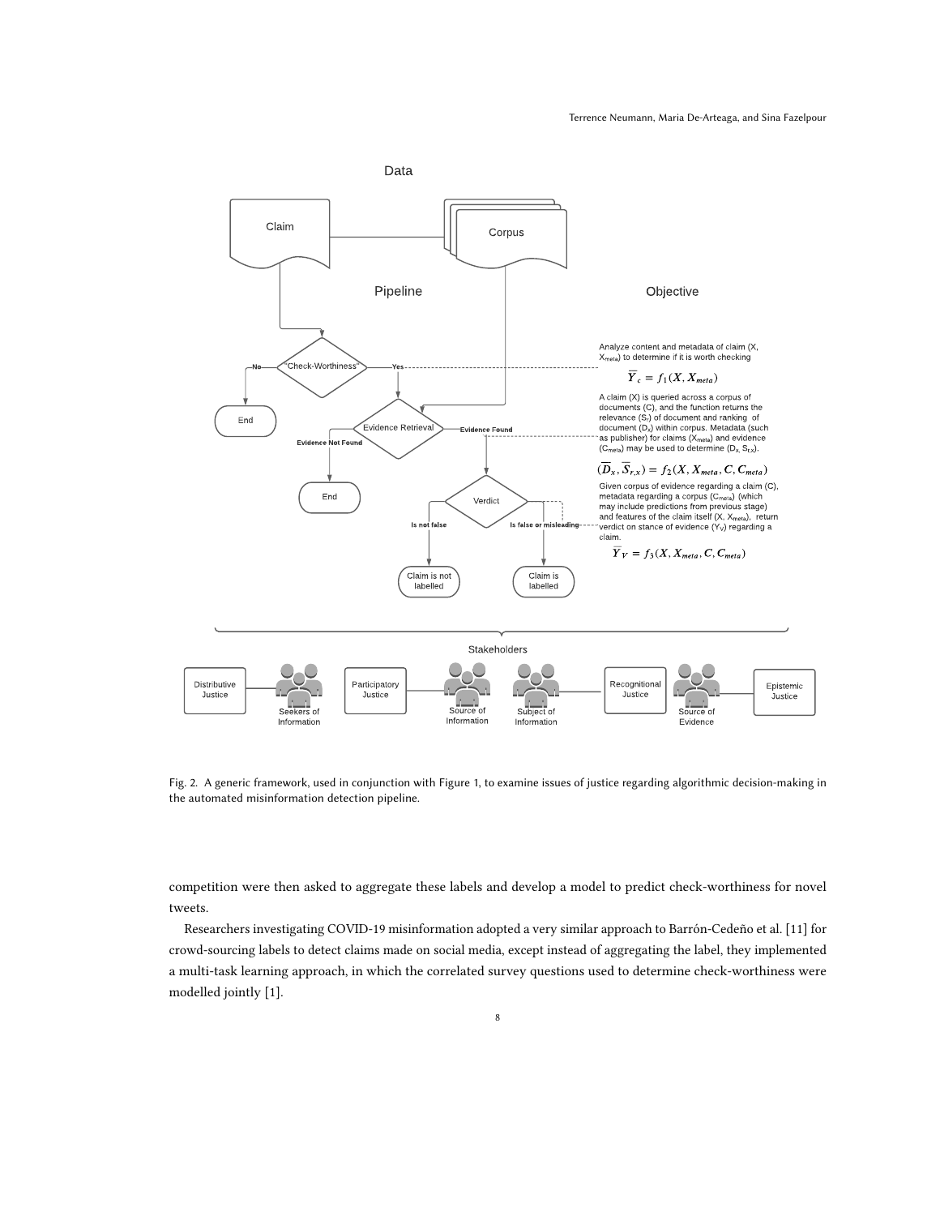Data

Claim

Corpus

Pipeline

Objective

"Check-Worthiness"

No

Yes

End

Evidence Retrieval

Evidence Not Found

Evidence Found

End

Verdict

Is not false

Is false or misleading

Claim is not labelled

Claim is labelled

Analyze content and metadata of claim (X, $X_{meta}$) to determine if it is worth checking

$$\overline{Y}_c = f_1(X, X_{meta})$$

A claim (X) is queried across a corpus of documents (C), and the function returns the relevance ($S_r$) of document and ranking of document ($D_x$) within corpus. Metadata (such as publisher) for claims ($X_{meta}$) and evidence ($C_{meta}$) may be used to determine ($D_x$, $S_{r,x}$).

$$(\overline{D}_x, \overline{S}_{r,x}) = f_2(X, X_{meta}, C, C_{meta})$$

Given corpus of evidence regarding a claim (C), metadata regarding a corpus ($C_{meta}$) (which may include predictions from previous stage) and features of the claim itself (X, $X_{meta}$), return verdict on stance of evidence ($Y_V$) regarding a claim.

$$\overline{Y}_V = f_3(X, X_{meta}, C, C_{meta})$$

Stakeholders

Distributive Justice

Seekers of Information

Participatory Justice

Source of Information

Subject of Information

Recognitional Justice

Source of Evidence

Epistemic Justice

Fig. 2. A generic framework, used in conjunction with Figure 1, to examine issues of justice regarding algorithmic decision-making in the automated misinformation detection pipeline.

competition were then asked to aggregate these labels and develop a model to predict check-worthiness for novel tweets.

Researchers investigating COVID-19 misinformation adopted a very similar approach to Barrón-Cedeño et al. [11] for crowd-sourcing labels to detect claims made on social media, except instead of aggregating the label, they implemented a multi-task learning approach, in which the correlated survey questions used to determine check-worthiness were modelled jointly [1].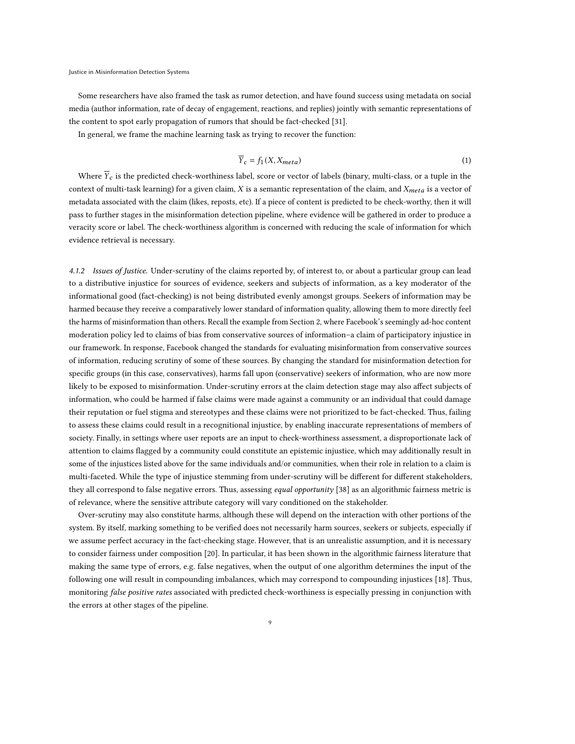Some researchers have also framed the task as rumor detection, and have found success using metadata on social media (author information, rate of decay of engagement, reactions, and replies) jointly with semantic representations of the content to spot early propagation of rumors that should be fact-checked [31].

In general, we frame the machine learning task as trying to recover the function:

$$\overline{Y}_c = f_1(X, X_{meta}) \tag{1}$$

Where $\overline{Y}_c$ is the predicted check-worthiness label, score or vector of labels (binary, multi-class, or a tuple in the context of multi-task learning) for a given claim, $X$ is a semantic representation of the claim, and $X_{meta}$ is a vector of metadata associated with the claim (likes, reposts, etc). If a piece of content is predicted to be check-worthy, then it will pass to further stages in the misinformation detection pipeline, where evidence will be gathered in order to produce a veracity score or label. The check-worthiness algorithm is concerned with reducing the scale of information for which evidence retrieval is necessary.

#### 4.1.2 *Issues of Justice.*

Under-scrutiny of the claims reported by, of interest to, or about a particular group can lead to a distributive injustice for sources of evidence, seekers and subjects of information, as a key moderator of the informational good (fact-checking) is not being distributed evenly amongst groups. Seekers of information may be harmed because they receive a comparatively lower standard of information quality, allowing them to more directly feel the harms of misinformation than others. Recall the example from Section 2, where Facebook's seemingly ad-hoc content moderation policy led to claims of bias from conservative sources of information–a claim of participatory injustice in our framework. In response, Facebook changed the standards for evaluating misinformation from conservative sources of information, reducing scrutiny of some of these sources. By changing the standard for misinformation detection for specific groups (in this case, conservatives), harms fall upon (conservative) seekers of information, who are now more likely to be exposed to misinformation. Under-scrutiny errors at the claim detection stage may also affect subjects of information, who could be harmed if false claims were made against a community or an individual that could damage their reputation or fuel stigma and stereotypes and these claims were not prioritized to be fact-checked. Thus, failing to assess these claims could result in a recognitional injustice, by enabling inaccurate representations of members of society. Finally, in settings where user reports are an input to check-worthiness assessment, a disproportionate lack of attention to claims flagged by a community could constitute an epistemic injustice, which may additionally result in some of the injustices listed above for the same individuals and/or communities, when their role in relation to a claim is multi-faceted. While the type of injustice stemming from under-scrutiny will be different for different stakeholders, they all correspond to false negative errors. Thus, assessing *equal opportunity* [38] as an algorithmic fairness metric is of relevance, where the sensitive attribute category will vary conditioned on the stakeholder.

Over-scrutiny may also constitute harms, although these will depend on the interaction with other portions of the system. By itself, marking something to be verified does not necessarily harm sources, seekers or subjects, especially if we assume perfect accuracy in the fact-checking stage. However, that is an unrealistic assumption, and it is necessary to consider fairness under composition [20]. In particular, it has been shown in the algorithmic fairness literature that making the same type of errors, e.g. false negatives, when the output of one algorithm determines the input of the following one will result in compounding imbalances, which may correspond to compounding injustices [18]. Thus, monitoring *false positive rates* associated with predicted check-worthiness is especially pressing in conjunction with the errors at other stages of the pipeline.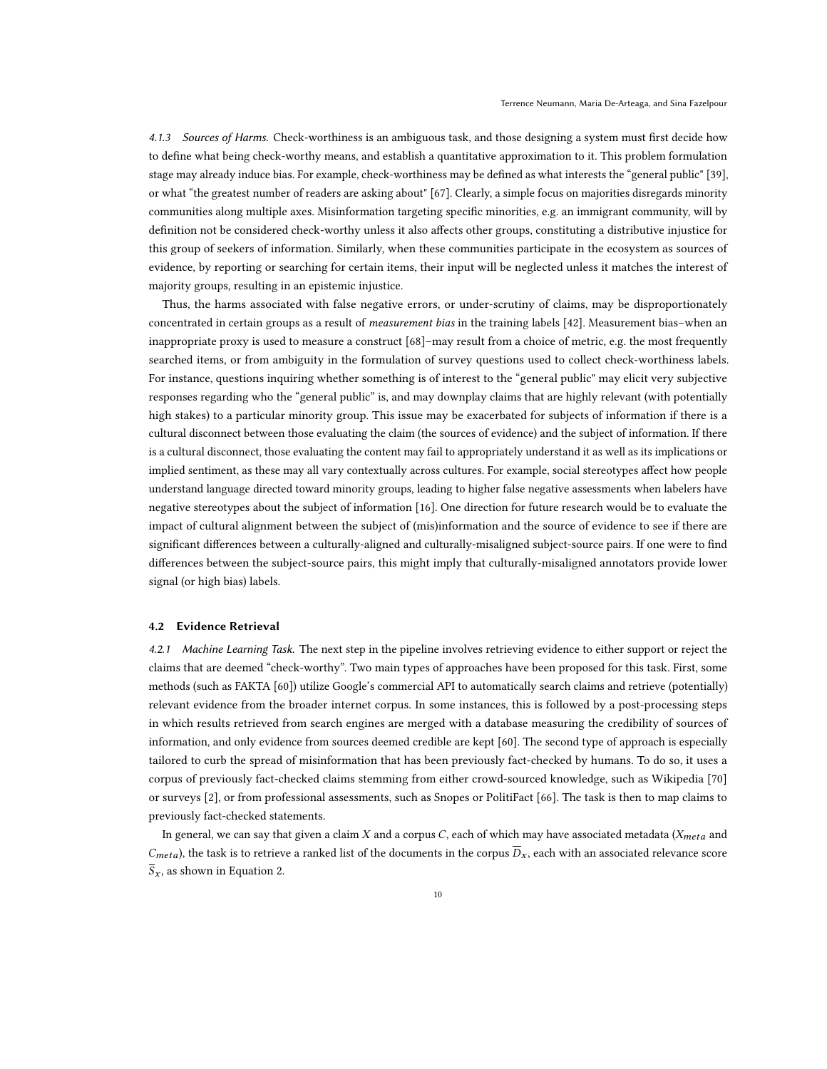#### 4.1.3 *Sources of Harms.*

Check-worthiness is an ambiguous task, and those designing a system must first decide how to define what being check-worthy means, and establish a quantitative approximation to it. This problem formulation stage may already induce bias. For example, check-worthiness may be defined as what interests the "general public" [39], or what "the greatest number of readers are asking about" [67]. Clearly, a simple focus on majorities disregards minority communities along multiple axes. Misinformation targeting specific minorities, e.g. an immigrant community, will by definition not be considered check-worthy unless it also affects other groups, constituting a distributive injustice for this group of seekers of information. Similarly, when these communities participate in the ecosystem as sources of evidence, by reporting or searching for certain items, their input will be neglected unless it matches the interest of majority groups, resulting in an epistemic injustice.

Thus, the harms associated with false negative errors, or under-scrutiny of claims, may be disproportionately concentrated in certain groups as a result of *measurement bias* in the training labels [42]. Measurement bias–when an inappropriate proxy is used to measure a construct [68]–may result from a choice of metric, e.g. the most frequently searched items, or from ambiguity in the formulation of survey questions used to collect check-worthiness labels. For instance, questions inquiring whether something is of interest to the "general public" may elicit very subjective responses regarding who the "general public" is, and may downplay claims that are highly relevant (with potentially high stakes) to a particular minority group. This issue may be exacerbated for subjects of information if there is a cultural disconnect between those evaluating the claim (the sources of evidence) and the subject of information. If there is a cultural disconnect, those evaluating the content may fail to appropriately understand it as well as its implications or implied sentiment, as these may all vary contextually across cultures. For example, social stereotypes affect how people understand language directed toward minority groups, leading to higher false negative assessments when labelers have negative stereotypes about the subject of information [16]. One direction for future research would be to evaluate the impact of cultural alignment between the subject of (mis)information and the source of evidence to see if there are significant differences between a culturally-aligned and culturally-misaligned subject-source pairs. If one were to find differences between the subject-source pairs, this might imply that culturally-misaligned annotators provide lower signal (or high bias) labels.

### 4.2 Evidence Retrieval

#### 4.2.1 *Machine Learning Task.*

The next step in the pipeline involves retrieving evidence to either support or reject the claims that are deemed "check-worthy". Two main types of approaches have been proposed for this task. First, some methods (such as FAKTA [60]) utilize Google's commercial API to automatically search claims and retrieve (potentially) relevant evidence from the broader internet corpus. In some instances, this is followed by a post-processing steps in which results retrieved from search engines are merged with a database measuring the credibility of sources of information, and only evidence from sources deemed credible are kept [60]. The second type of approach is especially tailored to curb the spread of misinformation that has been previously fact-checked by humans. To do so, it uses a corpus of previously fact-checked claims stemming from either crowd-sourced knowledge, such as Wikipedia [70] or surveys [2], or from professional assessments, such as Snopes or PolitiFact [66]. The task is then to map claims to previously fact-checked statements.

In general, we can say that given a claim $X$ and a corpus $C$, each of which may have associated metadata ($X_{meta}$ and $C_{meta}$), the task is to retrieve a ranked list of the documents in the corpus $\overline{D}_x$, each with an associated relevance score $\overline{S}_x$, as shown in Equation 2.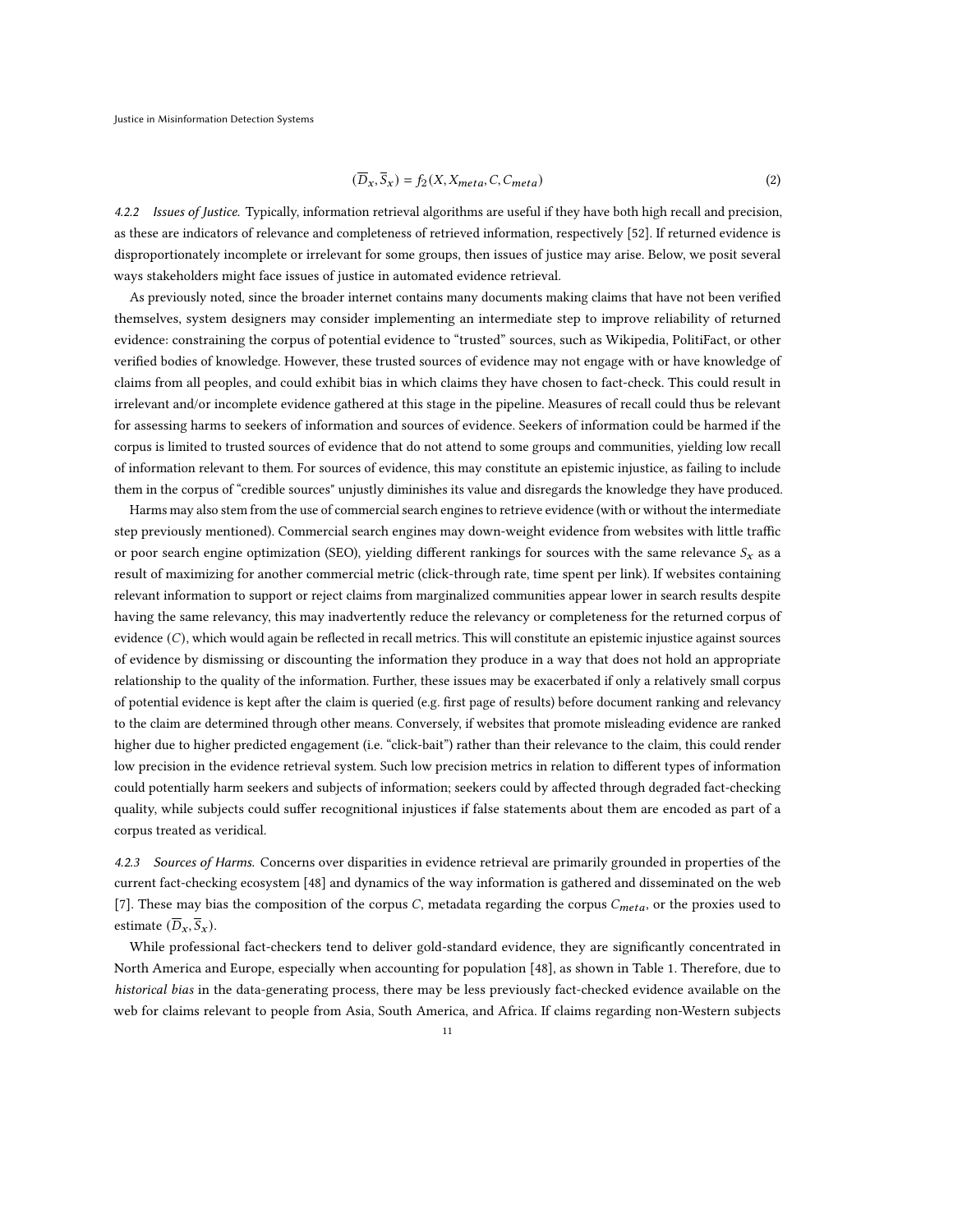$$(\overline{D}_x, \overline{S}_x) = f_2(X, X_{meta}, C, C_{meta}) \tag{2}$$

#### 4.2.2 *Issues of Justice.*

Typically, information retrieval algorithms are useful if they have both high recall and precision, as these are indicators of relevance and completeness of retrieved information, respectively [52]. If returned evidence is disproportionately incomplete or irrelevant for some groups, then issues of justice may arise. Below, we posit several ways stakeholders might face issues of justice in automated evidence retrieval.

As previously noted, since the broader internet contains many documents making claims that have not been verified themselves, system designers may consider implementing an intermediate step to improve reliability of returned evidence: constraining the corpus of potential evidence to "trusted" sources, such as Wikipedia, PolitiFact, or other verified bodies of knowledge. However, these trusted sources of evidence may not engage with or have knowledge of claims from all peoples, and could exhibit bias in which claims they have chosen to fact-check. This could result in irrelevant and/or incomplete evidence gathered at this stage in the pipeline. Measures of recall could thus be relevant for assessing harms to seekers of information and sources of evidence. Seekers of information could be harmed if the corpus is limited to trusted sources of evidence that do not attend to some groups and communities, yielding low recall of information relevant to them. For sources of evidence, this may constitute an epistemic injustice, as failing to include them in the corpus of "credible sources" unjustly diminishes its value and disregards the knowledge they have produced.

Harms may also stem from the use of commercial search engines to retrieve evidence (with or without the intermediate step previously mentioned). Commercial search engines may down-weight evidence from websites with little traffic or poor search engine optimization (SEO), yielding different rankings for sources with the same relevance $S_x$ as a result of maximizing for another commercial metric (click-through rate, time spent per link). If websites containing relevant information to support or reject claims from marginalized communities appear lower in search results despite having the same relevancy, this may inadvertently reduce the relevancy or completeness for the returned corpus of evidence ($C$), which would again be reflected in recall metrics. This will constitute an epistemic injustice against sources of evidence by dismissing or discounting the information they produce in a way that does not hold an appropriate relationship to the quality of the information. Further, these issues may be exacerbated if only a relatively small corpus of potential evidence is kept after the claim is queried (e.g. first page of results) before document ranking and relevancy to the claim are determined through other means. Conversely, if websites that promote misleading evidence are ranked higher due to higher predicted engagement (i.e. "click-bait") rather than their relevance to the claim, this could render low precision in the evidence retrieval system. Such low precision metrics in relation to different types of information could potentially harm seekers and subjects of information; seekers could by affected through degraded fact-checking quality, while subjects could suffer recognitional injustices if false statements about them are encoded as part of a corpus treated as veridical.

#### 4.2.3 *Sources of Harms.*

Concerns over disparities in evidence retrieval are primarily grounded in properties of the current fact-checking ecosystem [48] and dynamics of the way information is gathered and disseminated on the web [7]. These may bias the composition of the corpus $C$, metadata regarding the corpus $C_{meta}$, or the proxies used to estimate $(\overline{D}_x, \overline{S}_x)$.

While professional fact-checkers tend to deliver gold-standard evidence, they are significantly concentrated in North America and Europe, especially when accounting for population [48], as shown in Table 1. Therefore, due to *historical bias* in the data-generating process, there may be less previously fact-checked evidence available on the web for claims relevant to people from Asia, South America, and Africa. If claims regarding non-Western subjects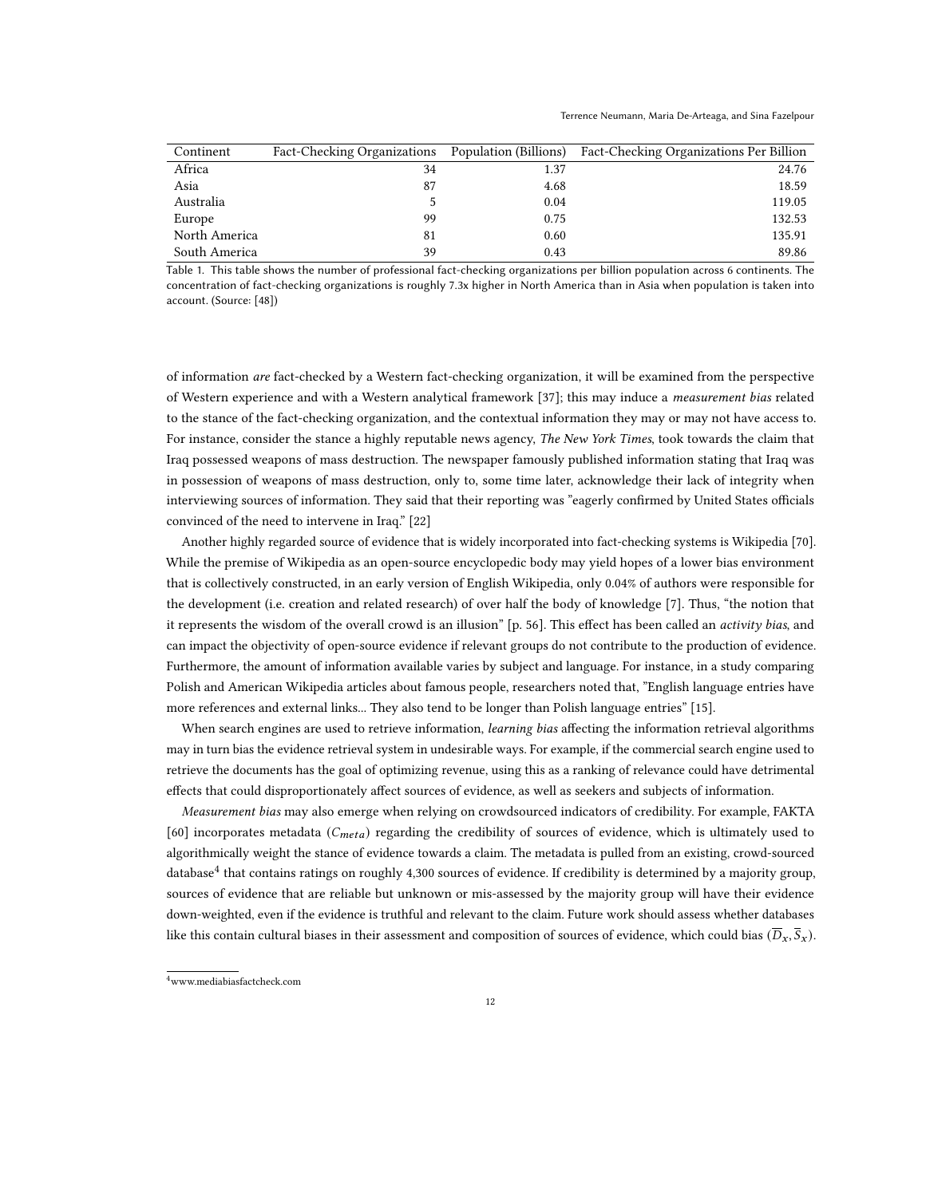| Continent | Fact-Checking Organizations | Population (Billions) | Fact-Checking Organizations Per Billion |
|---|---|---|---|
| Africa | 34 | 1.37 | 24.76 |
| Asia | 87 | 4.68 | 18.59 |
| Australia | 5 | 0.04 | 119.05 |
| Europe | 99 | 0.75 | 132.53 |
| North America | 81 | 0.60 | 135.91 |
| South America | 39 | 0.43 | 89.86 |

Table 1. This table shows the number of professional fact-checking organizations per billion population across 6 continents. The concentration of fact-checking organizations is roughly 7.3x higher in North America than in Asia when population is taken into account. (Source: [48])

of information *are* fact-checked by a Western fact-checking organization, it will be examined from the perspective of Western experience and with a Western analytical framework [37]; this may induce a *measurement bias* related to the stance of the fact-checking organization, and the contextual information they may or may not have access to. For instance, consider the stance a highly reputable news agency, *The New York Times*, took towards the claim that Iraq possessed weapons of mass destruction. The newspaper famously published information stating that Iraq was in possession of weapons of mass destruction, only to, some time later, acknowledge their lack of integrity when interviewing sources of information. They said that their reporting was "eagerly confirmed by United States officials convinced of the need to intervene in Iraq." [22]

Another highly regarded source of evidence that is widely incorporated into fact-checking systems is Wikipedia [70]. While the premise of Wikipedia as an open-source encyclopedic body may yield hopes of a lower bias environment that is collectively constructed, in an early version of English Wikipedia, only 0.04% of authors were responsible for the development (i.e. creation and related research) of over half the body of knowledge [7]. Thus, "the notion that it represents the wisdom of the overall crowd is an illusion" [p. 56]. This effect has been called an *activity bias*, and can impact the objectivity of open-source evidence if relevant groups do not contribute to the production of evidence. Furthermore, the amount of information available varies by subject and language. For instance, in a study comparing Polish and American Wikipedia articles about famous people, researchers noted that, "English language entries have more references and external links... They also tend to be longer than Polish language entries" [15].

When search engines are used to retrieve information, *learning bias* affecting the information retrieval algorithms may in turn bias the evidence retrieval system in undesirable ways. For example, if the commercial search engine used to retrieve the documents has the goal of optimizing revenue, using this as a ranking of relevance could have detrimental effects that could disproportionately affect sources of evidence, as well as seekers and subjects of information.

*Measurement bias* may also emerge when relying on crowdsourced indicators of credibility. For example, FAKTA [60] incorporates metadata ($C_{meta}$) regarding the credibility of sources of evidence, which is ultimately used to algorithmically weight the stance of evidence towards a claim. The metadata is pulled from an existing, crowd-sourced database[4] that contains ratings on roughly 4,300 sources of evidence. If credibility is determined by a majority group, sources of evidence that are reliable but unknown or mis-assessed by the majority group will have their evidence down-weighted, even if the evidence is truthful and relevant to the claim. Future work should assess whether databases like this contain cultural biases in their assessment and composition of sources of evidence, which could bias $(\overline{D}_x, \overline{S}_x)$.

[4] www.mediabiasfactcheck.com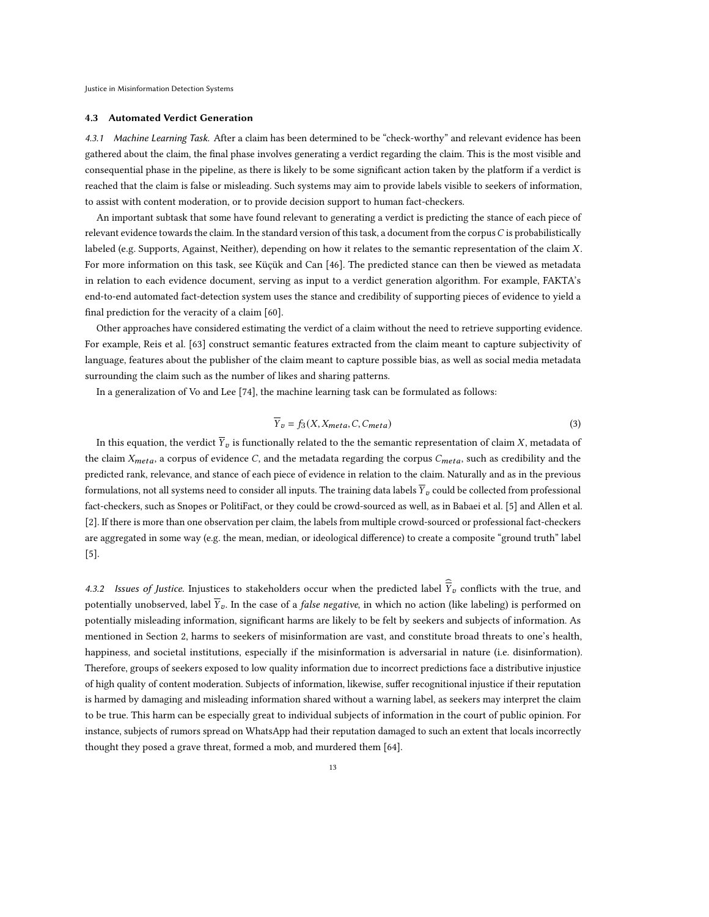### 4.3 Automated Verdict Generation

*4.3.1 Machine Learning Task.* After a claim has been determined to be "check-worthy" and relevant evidence has been gathered about the claim, the final phase involves generating a verdict regarding the claim. This is the most visible and consequential phase in the pipeline, as there is likely to be some significant action taken by the platform if a verdict is reached that the claim is false or misleading. Such systems may aim to provide labels visible to seekers of information, to assist with content moderation, or to provide decision support to human fact-checkers.

An important subtask that some have found relevant to generating a verdict is predicting the stance of each piece of relevant evidence towards the claim. In the standard version of this task, a document from the corpus $C$ is probabilistically labeled (e.g. Supports, Against, Neither), depending on how it relates to the semantic representation of the claim $X$. For more information on this task, see Küçük and Can [46]. The predicted stance can then be viewed as metadata in relation to each evidence document, serving as input to a verdict generation algorithm. For example, FAKTA's end-to-end automated fact-detection system uses the stance and credibility of supporting pieces of evidence to yield a final prediction for the veracity of a claim [60].

Other approaches have considered estimating the verdict of a claim without the need to retrieve supporting evidence. For example, Reis et al. [63] construct semantic features extracted from the claim meant to capture subjectivity of language, features about the publisher of the claim meant to capture possible bias, as well as social media metadata surrounding the claim such as the number of likes and sharing patterns.

In a generalization of Vo and Lee [74], the machine learning task can be formulated as follows:

$$\overline{Y}_v = f_3(X, X_{meta}, C, C_{meta}) \tag{3}$$

In this equation, the verdict $\overline{Y}_v$ is functionally related to the the semantic representation of claim $X$, metadata of the claim $X_{meta}$, a corpus of evidence $C$, and the metadata regarding the corpus $C_{meta}$, such as credibility and the predicted rank, relevance, and stance of each piece of evidence in relation to the claim. Naturally and as in the previous formulations, not all systems need to consider all inputs. The training data labels $\overline{Y}_v$ could be collected from professional fact-checkers, such as Snopes or PolitiFact, or they could be crowd-sourced as well, as in Babaei et al. [5] and Allen et al. [2]. If there is more than one observation per claim, the labels from multiple crowd-sourced or professional fact-checkers are aggregated in some way (e.g. the mean, median, or ideological difference) to create a composite "ground truth" label [5].

*4.3.2 Issues of Justice.* Injustices to stakeholders occur when the predicted label $\widehat{\overline{Y}}_v$ conflicts with the true, and potentially unobserved, label $\overline{Y}_v$. In the case of a *false negative*, in which no action (like labeling) is performed on potentially misleading information, significant harms are likely to be felt by seekers and subjects of information. As mentioned in Section 2, harms to seekers of misinformation are vast, and constitute broad threats to one's health, happiness, and societal institutions, especially if the misinformation is adversarial in nature (i.e. disinformation). Therefore, groups of seekers exposed to low quality information due to incorrect predictions face a distributive injustice of high quality of content moderation. Subjects of information, likewise, suffer recognitional injustice if their reputation is harmed by damaging and misleading information shared without a warning label, as seekers may interpret the claim to be true. This harm can be especially great to individual subjects of information in the court of public opinion. For instance, subjects of rumors spread on WhatsApp had their reputation damaged to such an extent that locals incorrectly thought they posed a grave threat, formed a mob, and murdered them [64].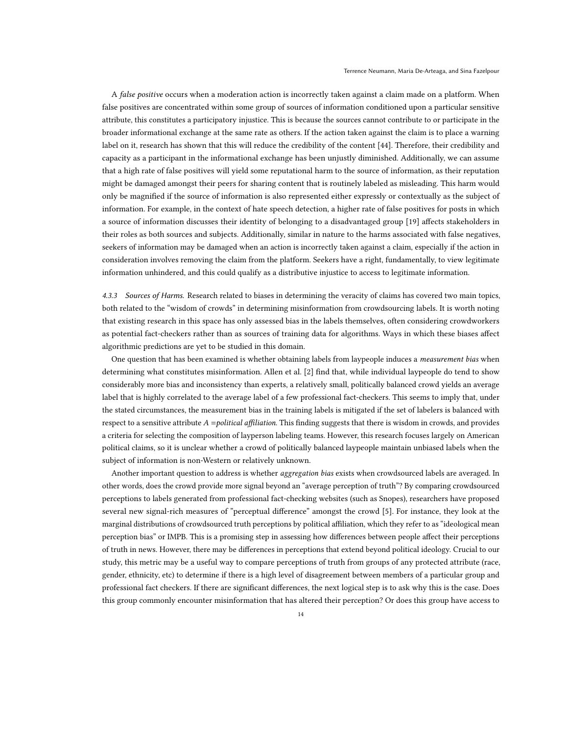A *false positive* occurs when a moderation action is incorrectly taken against a claim made on a platform. When false positives are concentrated within some group of sources of information conditioned upon a particular sensitive attribute, this constitutes a participatory injustice. This is because the sources cannot contribute to or participate in the broader informational exchange at the same rate as others. If the action taken against the claim is to place a warning label on it, research has shown that this will reduce the credibility of the content [44]. Therefore, their credibility and capacity as a participant in the informational exchange has been unjustly diminished. Additionally, we can assume that a high rate of false positives will yield some reputational harm to the source of information, as their reputation might be damaged amongst their peers for sharing content that is routinely labeled as misleading. This harm would only be magnified if the source of information is also represented either expressly or contextually as the subject of information. For example, in the context of hate speech detection, a higher rate of false positives for posts in which a source of information discusses their identity of belonging to a disadvantaged group [19] affects stakeholders in their roles as both sources and subjects. Additionally, similar in nature to the harms associated with false negatives, seekers of information may be damaged when an action is incorrectly taken against a claim, especially if the action in consideration involves removing the claim from the platform. Seekers have a right, fundamentally, to view legitimate information unhindered, and this could qualify as a distributive injustice to access to legitimate information.

*4.3.3 Sources of Harms.* Research related to biases in determining the veracity of claims has covered two main topics, both related to the "wisdom of crowds" in determining misinformation from crowdsourcing labels. It is worth noting that existing research in this space has only assessed bias in the labels themselves, often considering crowdworkers as potential fact-checkers rather than as sources of training data for algorithms. Ways in which these biases affect algorithmic predictions are yet to be studied in this domain.

One question that has been examined is whether obtaining labels from laypeople induces a *measurement bias* when determining what constitutes misinformation. Allen et al. [2] find that, while individual laypeople do tend to show considerably more bias and inconsistency than experts, a relatively small, politically balanced crowd yields an average label that is highly correlated to the average label of a few professional fact-checkers. This seems to imply that, under the stated circumstances, the measurement bias in the training labels is mitigated if the set of labelers is balanced with respect to a sensitive attribute $A$ *=political affiliation*. This finding suggests that there is wisdom in crowds, and provides a criteria for selecting the composition of layperson labeling teams. However, this research focuses largely on American political claims, so it is unclear whether a crowd of politically balanced laypeople maintain unbiased labels when the subject of information is non-Western or relatively unknown.

Another important question to address is whether *aggregation bias* exists when crowdsourced labels are averaged. In other words, does the crowd provide more signal beyond an "average perception of truth"? By comparing crowdsourced perceptions to labels generated from professional fact-checking websites (such as Snopes), researchers have proposed several new signal-rich measures of "perceptual difference" amongst the crowd [5]. For instance, they look at the marginal distributions of crowdsourced truth perceptions by political affiliation, which they refer to as "ideological mean perception bias" or IMPB. This is a promising step in assessing how differences between people affect their perceptions of truth in news. However, there may be differences in perceptions that extend beyond political ideology. Crucial to our study, this metric may be a useful way to compare perceptions of truth from groups of any protected attribute (race, gender, ethnicity, etc) to determine if there is a high level of disagreement between members of a particular group and professional fact checkers. If there are significant differences, the next logical step is to ask why this is the case. Does this group commonly encounter misinformation that has altered their perception? Or does this group have access to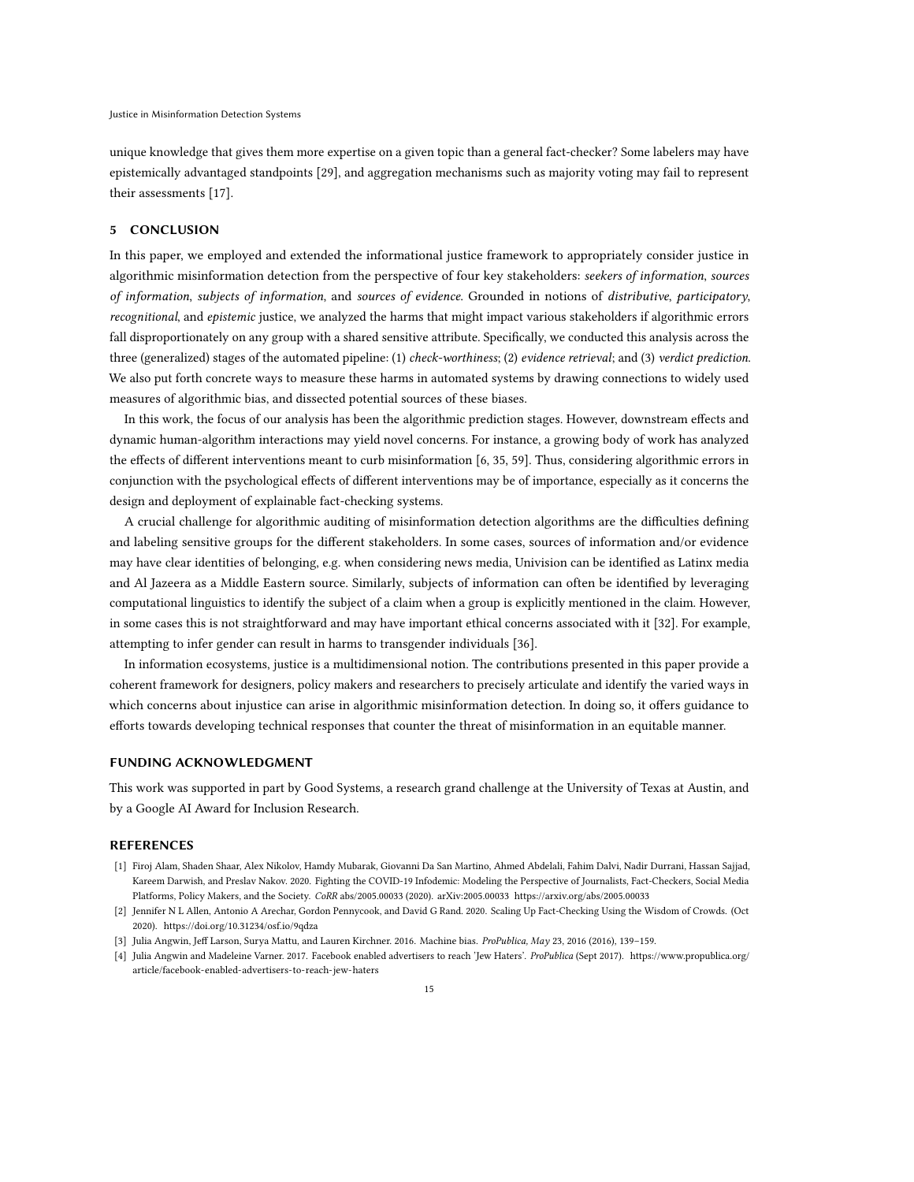unique knowledge that gives them more expertise on a given topic than a general fact-checker? Some labelers may have epistemically advantaged standpoints [29], and aggregation mechanisms such as majority voting may fail to represent their assessments [17].

## 5 CONCLUSION

In this paper, we employed and extended the informational justice framework to appropriately consider justice in algorithmic misinformation detection from the perspective of four key stakeholders: *seekers of information*, *sources of information*, *subjects of information*, and *sources of evidence*. Grounded in notions of *distributive*, *participatory*, *recognitional*, and *epistemic* justice, we analyzed the harms that might impact various stakeholders if algorithmic errors fall disproportionately on any group with a shared sensitive attribute. Specifically, we conducted this analysis across the three (generalized) stages of the automated pipeline: (1) *check-worthiness*; (2) *evidence retrieval*; and (3) *verdict prediction*. We also put forth concrete ways to measure these harms in automated systems by drawing connections to widely used measures of algorithmic bias, and dissected potential sources of these biases.

In this work, the focus of our analysis has been the algorithmic prediction stages. However, downstream effects and dynamic human-algorithm interactions may yield novel concerns. For instance, a growing body of work has analyzed the effects of different interventions meant to curb misinformation [6, 35, 59]. Thus, considering algorithmic errors in conjunction with the psychological effects of different interventions may be of importance, especially as it concerns the design and deployment of explainable fact-checking systems.

A crucial challenge for algorithmic auditing of misinformation detection algorithms are the difficulties defining and labeling sensitive groups for the different stakeholders. In some cases, sources of information and/or evidence may have clear identities of belonging, e.g. when considering news media, Univision can be identified as Latinx media and Al Jazeera as a Middle Eastern source. Similarly, subjects of information can often be identified by leveraging computational linguistics to identify the subject of a claim when a group is explicitly mentioned in the claim. However, in some cases this is not straightforward and may have important ethical concerns associated with it [32]. For example, attempting to infer gender can result in harms to transgender individuals [36].

In information ecosystems, justice is a multidimensional notion. The contributions presented in this paper provide a coherent framework for designers, policy makers and researchers to precisely articulate and identify the varied ways in which concerns about injustice can arise in algorithmic misinformation detection. In doing so, it offers guidance to efforts towards developing technical responses that counter the threat of misinformation in an equitable manner.

## FUNDING ACKNOWLEDGMENT

This work was supported in part by Good Systems, a research grand challenge at the University of Texas at Austin, and by a Google AI Award for Inclusion Research.

## REFERENCES

[1] Firoj Alam, Shaden Shaar, Alex Nikolov, Hamdy Mubarak, Giovanni Da San Martino, Ahmed Abdelali, Fahim Dalvi, Nadir Durrani, Hassan Sajjad, Kareem Darwish, and Preslav Nakov. 2020. Fighting the COVID-19 Infodemic: Modeling the Perspective of Journalists, Fact-Checkers, Social Media Platforms, Policy Makers, and the Society. *CoRR* abs/2005.00033 (2020). arXiv:2005.00033 https://arxiv.org/abs/2005.00033

[2] Jennifer N L Allen, Antonio A Arechar, Gordon Pennycook, and David G Rand. 2020. Scaling Up Fact-Checking Using the Wisdom of Crowds. (Oct 2020). https://doi.org/10.31234/osf.io/9qdza

[3] Julia Angwin, Jeff Larson, Surya Mattu, and Lauren Kirchner. 2016. Machine bias. *ProPublica, May* 23, 2016 (2016), 139–159.

[4] Julia Angwin and Madeleine Varner. 2017. Facebook enabled advertisers to reach 'Jew Haters'. *ProPublica* (Sept 2017). https://www.propublica.org/article/facebook-enabled-advertisers-to-reach-jew-haters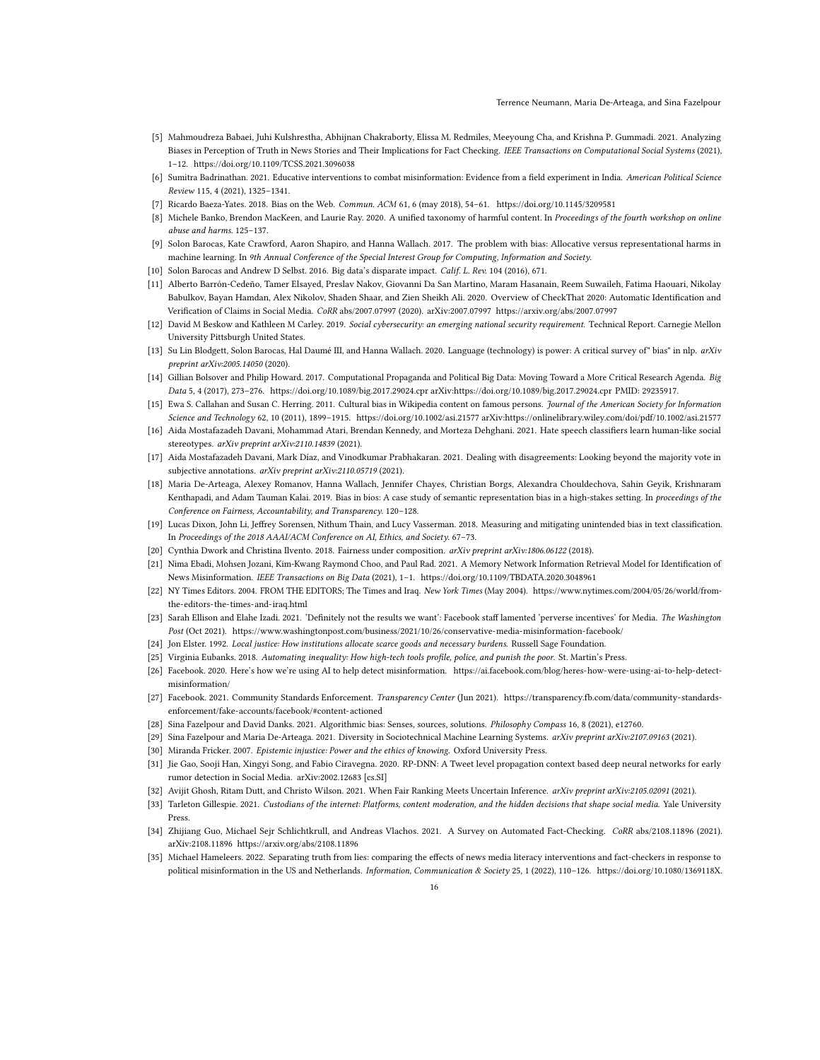[5] Mahmoudreza Babaei, Juhi Kulshrestha, Abhijnan Chakraborty, Elissa M. Redmiles, Meeyoung Cha, and Krishna P. Gummadi. 2021. Analyzing Biases in Perception of Truth in News Stories and Their Implications for Fact Checking. *IEEE Transactions on Computational Social Systems* (2021), 1–12. https://doi.org/10.1109/TCSS.2021.3096038

[6] Sumitra Badrinathan. 2021. Educative interventions to combat misinformation: Evidence from a field experiment in India. *American Political Science Review* 115, 4 (2021), 1325–1341.

[7] Ricardo Baeza-Yates. 2018. Bias on the Web. *Commun. ACM* 61, 6 (may 2018), 54–61. https://doi.org/10.1145/3209581

[8] Michele Banko, Brendon MacKeen, and Laurie Ray. 2020. A unified taxonomy of harmful content. In *Proceedings of the fourth workshop on online abuse and harms*. 125–137.

[9] Solon Barocas, Kate Crawford, Aaron Shapiro, and Hanna Wallach. 2017. The problem with bias: Allocative versus representational harms in machine learning. In *9th Annual Conference of the Special Interest Group for Computing, Information and Society*.

[10] Solon Barocas and Andrew D Selbst. 2016. Big data's disparate impact. *Calif. L. Rev.* 104 (2016), 671.

[11] Alberto Barrón-Cedeño, Tamer Elsayed, Preslav Nakov, Giovanni Da San Martino, Maram Hasanain, Reem Suwaileh, Fatima Haouari, Nikolay Babulkov, Bayan Hamdan, Alex Nikolov, Shaden Shaar, and Zien Sheikh Ali. 2020. Overview of CheckThat 2020: Automatic Identification and Verification of Claims in Social Media. *CoRR* abs/2007.07997 (2020). arXiv:2007.07997 https://arxiv.org/abs/2007.07997

[12] David M Beskow and Kathleen M Carley. 2019. *Social cybersecurity: an emerging national security requirement*. Technical Report. Carnegie Mellon University Pittsburgh United States.

[13] Su Lin Blodgett, Solon Barocas, Hal Daumé III, and Hanna Wallach. 2020. Language (technology) is power: A critical survey of" bias" in nlp. *arXiv preprint arXiv:2005.14050* (2020).

[14] Gillian Bolsover and Philip Howard. 2017. Computational Propaganda and Political Big Data: Moving Toward a More Critical Research Agenda. *Big Data* 5, 4 (2017), 273–276. https://doi.org/10.1089/big.2017.29024.cpr arXiv:https://doi.org/10.1089/big.2017.29024.cpr PMID: 29235917.

[15] Ewa S. Callahan and Susan C. Herring. 2011. Cultural bias in Wikipedia content on famous persons. *Journal of the American Society for Information Science and Technology* 62, 10 (2011), 1899–1915. https://doi.org/10.1002/asi.21577 arXiv:https://onlinelibrary.wiley.com/doi/pdf/10.1002/asi.21577

[16] Aida Mostafazadeh Davani, Mohammad Atari, Brendan Kennedy, and Morteza Dehghani. 2021. Hate speech classifiers learn human-like social stereotypes. *arXiv preprint arXiv:2110.14839* (2021).

[17] Aida Mostafazadeh Davani, Mark Díaz, and Vinodkumar Prabhakaran. 2021. Dealing with disagreements: Looking beyond the majority vote in subjective annotations. *arXiv preprint arXiv:2110.05719* (2021).

[18] Maria De-Arteaga, Alexey Romanov, Hanna Wallach, Jennifer Chayes, Christian Borgs, Alexandra Chouldechova, Sahin Geyik, Krishnaram Kenthapadi, and Adam Tauman Kalai. 2019. Bias in bios: A case study of semantic representation bias in a high-stakes setting. In *proceedings of the Conference on Fairness, Accountability, and Transparency*. 120–128.

[19] Lucas Dixon, John Li, Jeffrey Sorensen, Nithum Thain, and Lucy Vasserman. 2018. Measuring and mitigating unintended bias in text classification. In *Proceedings of the 2018 AAAI/ACM Conference on AI, Ethics, and Society*. 67–73.

[20] Cynthia Dwork and Christina Ilvento. 2018. Fairness under composition. *arXiv preprint arXiv:1806.06122* (2018).

[21] Nima Ebadi, Mohsen Jozani, Kim-Kwang Raymond Choo, and Paul Rad. 2021. A Memory Network Information Retrieval Model for Identification of News Misinformation. *IEEE Transactions on Big Data* (2021), 1–1. https://doi.org/10.1109/TBDATA.2020.3048961

[22] NY Times Editors. 2004. FROM THE EDITORS; The Times and Iraq. *New York Times* (May 2004). https://www.nytimes.com/2004/05/26/world/from-the-editors-the-times-and-iraq.html

[23] Sarah Ellison and Elahe Izadi. 2021. 'Definitely not the results we want': Facebook staff lamented 'perverse incentives' for Media. *The Washington Post* (Oct 2021). https://www.washingtonpost.com/business/2021/10/26/conservative-media-misinformation-facebook/

[24] Jon Elster. 1992. *Local justice: How institutions allocate scarce goods and necessary burdens*. Russell Sage Foundation.

[25] Virginia Eubanks. 2018. *Automating inequality: How high-tech tools profile, police, and punish the poor*. St. Martin's Press.

[26] Facebook. 2020. Here's how we're using AI to help detect misinformation. https://ai.facebook.com/blog/heres-how-were-using-ai-to-help-detect-misinformation/

[27] Facebook. 2021. Community Standards Enforcement. *Transparency Center* (Jun 2021). https://transparency.fb.com/data/community-standards-enforcement/fake-accounts/facebook/#content-actioned

[28] Sina Fazelpour and David Danks. 2021. Algorithmic bias: Senses, sources, solutions. *Philosophy Compass* 16, 8 (2021), e12760.

[29] Sina Fazelpour and Maria De-Arteaga. 2021. Diversity in Sociotechnical Machine Learning Systems. *arXiv preprint arXiv:2107.09163* (2021).

[30] Miranda Fricker. 2007. *Epistemic injustice: Power and the ethics of knowing*. Oxford University Press.

[31] Jie Gao, Sooji Han, Xingyi Song, and Fabio Ciravegna. 2020. RP-DNN: A Tweet level propagation context based deep neural networks for early rumor detection in Social Media. arXiv:2002.12683 [cs.SI]

[32] Avijit Ghosh, Ritam Dutt, and Christo Wilson. 2021. When Fair Ranking Meets Uncertain Inference. *arXiv preprint arXiv:2105.02091* (2021).

[33] Tarleton Gillespie. 2021. *Custodians of the internet: Platforms, content moderation, and the hidden decisions that shape social media*. Yale University Press.

[34] Zhijiang Guo, Michael Sejr Schlichtkrull, and Andreas Vlachos. 2021. A Survey on Automated Fact-Checking. *CoRR* abs/2108.11896 (2021). arXiv:2108.11896 https://arxiv.org/abs/2108.11896

[35] Michael Hameleers. 2022. Separating truth from lies: comparing the effects of news media literacy interventions and fact-checkers in response to political misinformation in the US and Netherlands. *Information, Communication & Society* 25, 1 (2022), 110–126. https://doi.org/10.1080/1369118X.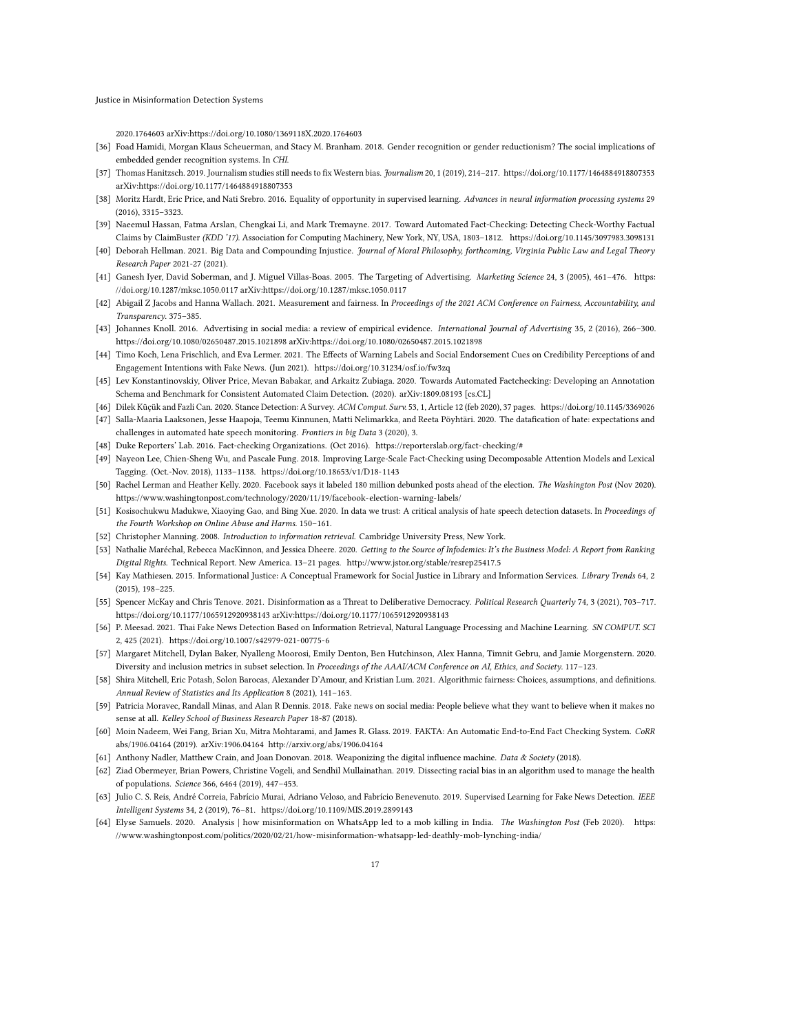2020.1764603 arXiv:https://doi.org/10.1080/1369118X.2020.1764603

- [36] Foad Hamidi, Morgan Klaus Scheuerman, and Stacy M. Branham. 2018. Gender recognition or gender reductionism? The social implications of embedded gender recognition systems. In *CHI*.
- [37] Thomas Hanitzsch. 2019. Journalism studies still needs to fix Western bias. *Journalism* 20, 1 (2019), 214–217. https://doi.org/10.1177/1464884918807353 arXiv:https://doi.org/10.1177/1464884918807353
- [38] Moritz Hardt, Eric Price, and Nati Srebro. 2016. Equality of opportunity in supervised learning. *Advances in neural information processing systems* 29 (2016), 3315–3323.
- [39] Naeemul Hassan, Fatma Arslan, Chengkai Li, and Mark Tremayne. 2017. Toward Automated Fact-Checking: Detecting Check-Worthy Factual Claims by ClaimBuster *(KDD '17)*. Association for Computing Machinery, New York, NY, USA, 1803–1812. https://doi.org/10.1145/3097983.3098131
- [40] Deborah Hellman. 2021. Big Data and Compounding Injustice. *Journal of Moral Philosophy, forthcoming, Virginia Public Law and Legal Theory Research Paper* 2021-27 (2021).
- [41] Ganesh Iyer, David Soberman, and J. Miguel Villas-Boas. 2005. The Targeting of Advertising. *Marketing Science* 24, 3 (2005), 461–476. https://doi.org/10.1287/mksc.1050.0117 arXiv:https://doi.org/10.1287/mksc.1050.0117
- [42] Abigail Z Jacobs and Hanna Wallach. 2021. Measurement and fairness. In *Proceedings of the 2021 ACM Conference on Fairness, Accountability, and Transparency*. 375–385.
- [43] Johannes Knoll. 2016. Advertising in social media: a review of empirical evidence. *International Journal of Advertising* 35, 2 (2016), 266–300. https://doi.org/10.1080/02650487.2015.1021898 arXiv:https://doi.org/10.1080/02650487.2015.1021898
- [44] Timo Koch, Lena Frischlich, and Eva Lermer. 2021. The Effects of Warning Labels and Social Endorsement Cues on Credibility Perceptions of and Engagement Intentions with Fake News. (Jun 2021). https://doi.org/10.31234/osf.io/fw3zq
- [45] Lev Konstantinovskiy, Oliver Price, Mevan Babakar, and Arkaitz Zubiaga. 2020. Towards Automated Factchecking: Developing an Annotation Schema and Benchmark for Consistent Automated Claim Detection. (2020). arXiv:1809.08193 [cs.CL]
- [46] Dilek Küçük and Fazli Can. 2020. Stance Detection: A Survey. *ACM Comput. Surv.* 53, 1, Article 12 (feb 2020), 37 pages. https://doi.org/10.1145/3369026
- [47] Salla-Maaria Laaksonen, Jesse Haapoja, Teemu Kinnunen, Matti Nelimarkka, and Reeta Pöyhtäri. 2020. The datafication of hate: expectations and challenges in automated hate speech monitoring. *Frontiers in big Data* 3 (2020), 3.
- [48] Duke Reporters' Lab. 2016. Fact-checking Organizations. (Oct 2016). https://reporterslab.org/fact-checking/#
- [49] Nayeon Lee, Chien-Sheng Wu, and Pascale Fung. 2018. Improving Large-Scale Fact-Checking using Decomposable Attention Models and Lexical Tagging. (Oct.-Nov. 2018), 1133–1138. https://doi.org/10.18653/v1/D18-1143
- [50] Rachel Lerman and Heather Kelly. 2020. Facebook says it labeled 180 million debunked posts ahead of the election. *The Washington Post* (Nov 2020). https://www.washingtonpost.com/technology/2020/11/19/facebook-election-warning-labels/
- [51] Kosisochukwu Madukwe, Xiaoying Gao, and Bing Xue. 2020. In data we trust: A critical analysis of hate speech detection datasets. In *Proceedings of the Fourth Workshop on Online Abuse and Harms*. 150–161.
- [52] Christopher Manning. 2008. *Introduction to information retrieval.* Cambridge University Press, New York.
- [53] Nathalie Maréchal, Rebecca MacKinnon, and Jessica Dheere. 2020. *Getting to the Source of Infodemics: It's the Business Model: A Report from Ranking Digital Rights.* Technical Report. New America. 13–21 pages. http://www.jstor.org/stable/resrep25417.5
- [54] Kay Mathiesen. 2015. Informational Justice: A Conceptual Framework for Social Justice in Library and Information Services. *Library Trends* 64, 2 (2015), 198–225.
- [55] Spencer McKay and Chris Tenove. 2021. Disinformation as a Threat to Deliberative Democracy. *Political Research Quarterly* 74, 3 (2021), 703–717. https://doi.org/10.1177/1065912920938143 arXiv:https://doi.org/10.1177/1065912920938143
- [56] P. Meesad. 2021. Thai Fake News Detection Based on Information Retrieval, Natural Language Processing and Machine Learning. *SN COMPUT. SCI* 2, 425 (2021). https://doi.org/10.1007/s42979-021-00775-6
- [57] Margaret Mitchell, Dylan Baker, Nyalleng Moorosi, Emily Denton, Ben Hutchinson, Alex Hanna, Timnit Gebru, and Jamie Morgenstern. 2020. Diversity and inclusion metrics in subset selection. In *Proceedings of the AAAI/ACM Conference on AI, Ethics, and Society*. 117–123.
- [58] Shira Mitchell, Eric Potash, Solon Barocas, Alexander D'Amour, and Kristian Lum. 2021. Algorithmic fairness: Choices, assumptions, and definitions. *Annual Review of Statistics and Its Application* 8 (2021), 141–163.
- [59] Patricia Moravec, Randall Minas, and Alan R Dennis. 2018. Fake news on social media: People believe what they want to believe when it makes no sense at all. *Kelley School of Business Research Paper* 18-87 (2018).
- [60] Moin Nadeem, Wei Fang, Brian Xu, Mitra Mohtarami, and James R. Glass. 2019. FAKTA: An Automatic End-to-End Fact Checking System. *CoRR* abs/1906.04164 (2019). arXiv:1906.04164 http://arxiv.org/abs/1906.04164
- [61] Anthony Nadler, Matthew Crain, and Joan Donovan. 2018. Weaponizing the digital influence machine. *Data & Society* (2018).
- [62] Ziad Obermeyer, Brian Powers, Christine Vogeli, and Sendhil Mullainathan. 2019. Dissecting racial bias in an algorithm used to manage the health of populations. *Science* 366, 6464 (2019), 447–453.
- [63] Julio C. S. Reis, André Correia, Fabrício Murai, Adriano Veloso, and Fabrício Benevenuto. 2019. Supervised Learning for Fake News Detection. *IEEE Intelligent Systems* 34, 2 (2019), 76–81. https://doi.org/10.1109/MIS.2019.2899143
- [64] Elyse Samuels. 2020. Analysis | how misinformation on WhatsApp led to a mob killing in India. *The Washington Post* (Feb 2020). https://www.washingtonpost.com/politics/2020/02/21/how-misinformation-whatsapp-led-deathly-mob-lynching-india/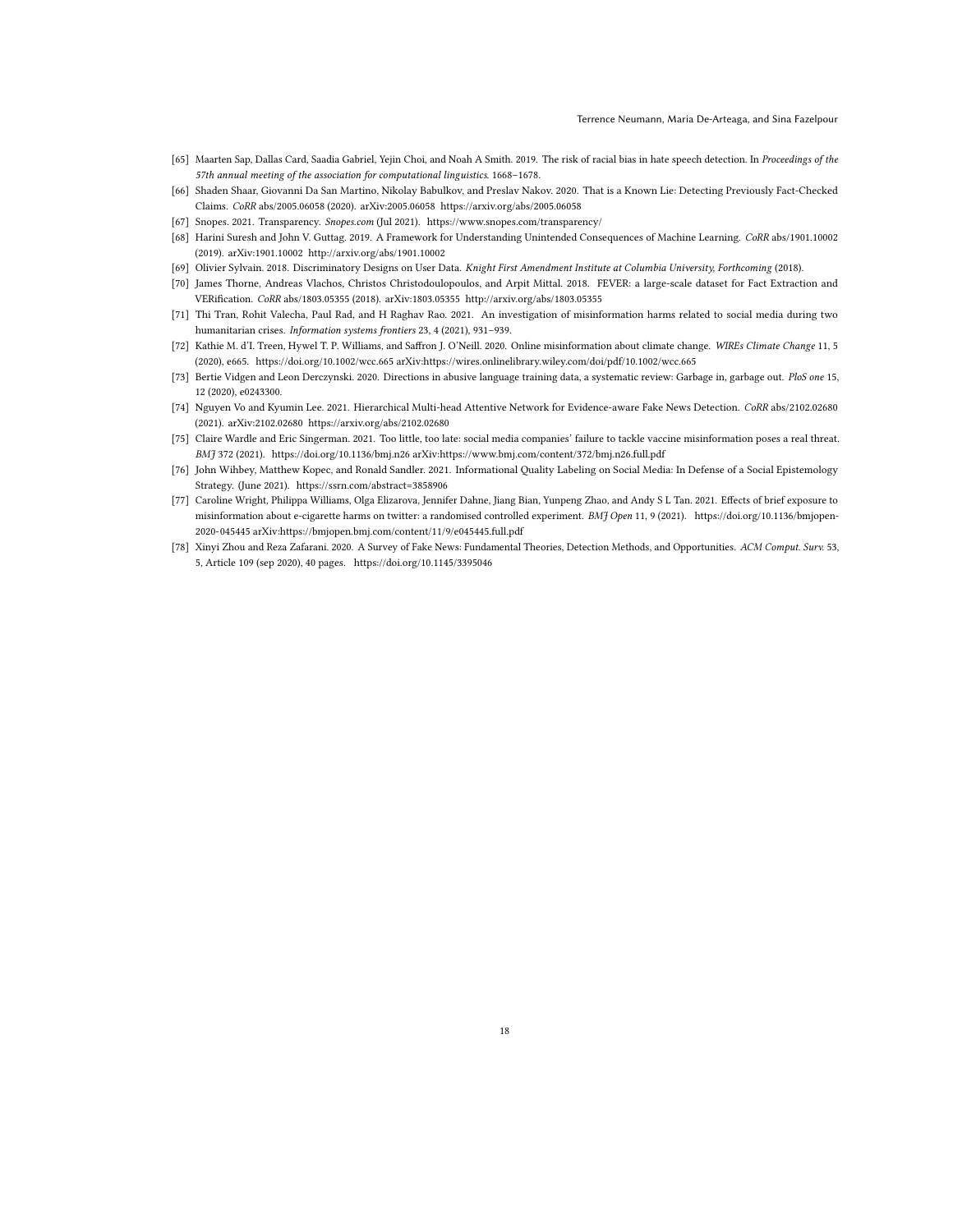[65] Maarten Sap, Dallas Card, Saadia Gabriel, Yejin Choi, and Noah A Smith. 2019. The risk of racial bias in hate speech detection. In *Proceedings of the 57th annual meeting of the association for computational linguistics*. 1668–1678.

[66] Shaden Shaar, Giovanni Da San Martino, Nikolay Babulkov, and Preslav Nakov. 2020. That is a Known Lie: Detecting Previously Fact-Checked Claims. *CoRR* abs/2005.06058 (2020). arXiv:2005.06058 https://arxiv.org/abs/2005.06058

[67] Snopes. 2021. Transparency. *Snopes.com* (Jul 2021). https://www.snopes.com/transparency/

[68] Harini Suresh and John V. Guttag. 2019. A Framework for Understanding Unintended Consequences of Machine Learning. *CoRR* abs/1901.10002 (2019). arXiv:1901.10002 http://arxiv.org/abs/1901.10002

[69] Olivier Sylvain. 2018. Discriminatory Designs on User Data. *Knight First Amendment Institute at Columbia University, Forthcoming* (2018).

[70] James Thorne, Andreas Vlachos, Christos Christodoulopoulos, and Arpit Mittal. 2018. FEVER: a large-scale dataset for Fact Extraction and VERification. *CoRR* abs/1803.05355 (2018). arXiv:1803.05355 http://arxiv.org/abs/1803.05355

[71] Thi Tran, Rohit Valecha, Paul Rad, and H Raghav Rao. 2021. An investigation of misinformation harms related to social media during two humanitarian crises. *Information systems frontiers* 23, 4 (2021), 931–939.

[72] Kathie M. d'I. Treen, Hywel T. P. Williams, and Saffron J. O'Neill. 2020. Online misinformation about climate change. *WIREs Climate Change* 11, 5 (2020), e665. https://doi.org/10.1002/wcc.665 arXiv:https://wires.onlinelibrary.wiley.com/doi/pdf/10.1002/wcc.665

[73] Bertie Vidgen and Leon Derczynski. 2020. Directions in abusive language training data, a systematic review: Garbage in, garbage out. *PloS one* 15, 12 (2020), e0243300.

[74] Nguyen Vo and Kyumin Lee. 2021. Hierarchical Multi-head Attentive Network for Evidence-aware Fake News Detection. *CoRR* abs/2102.02680 (2021). arXiv:2102.02680 https://arxiv.org/abs/2102.02680

[75] Claire Wardle and Eric Singerman. 2021. Too little, too late: social media companies' failure to tackle vaccine misinformation poses a real threat. *BMJ* 372 (2021). https://doi.org/10.1136/bmj.n26 arXiv:https://www.bmj.com/content/372/bmj.n26.full.pdf

[76] John Wihbey, Matthew Kopec, and Ronald Sandler. 2021. Informational Quality Labeling on Social Media: In Defense of a Social Epistemology Strategy. (June 2021). https://ssrn.com/abstract=3858906

[77] Caroline Wright, Philippa Williams, Olga Elizarova, Jennifer Dahne, Jiang Bian, Yunpeng Zhao, and Andy S L Tan. 2021. Effects of brief exposure to misinformation about e-cigarette harms on twitter: a randomised controlled experiment. *BMJ Open* 11, 9 (2021). https://doi.org/10.1136/bmjopen-2020-045445 arXiv:https://bmjopen.bmj.com/content/11/9/e045445.full.pdf

[78] Xinyi Zhou and Reza Zafarani. 2020. A Survey of Fake News: Fundamental Theories, Detection Methods, and Opportunities. *ACM Comput. Surv.* 53, 5, Article 109 (sep 2020), 40 pages. https://doi.org/10.1145/3395046